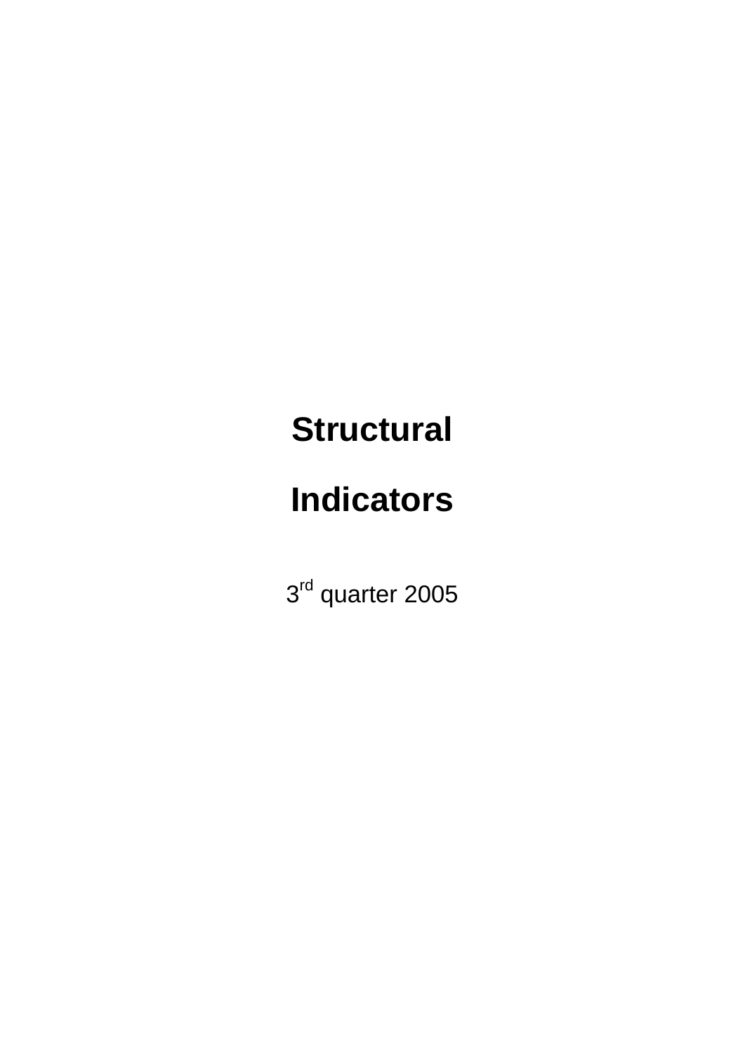# Structural

# Indicators

3rd quarter 2005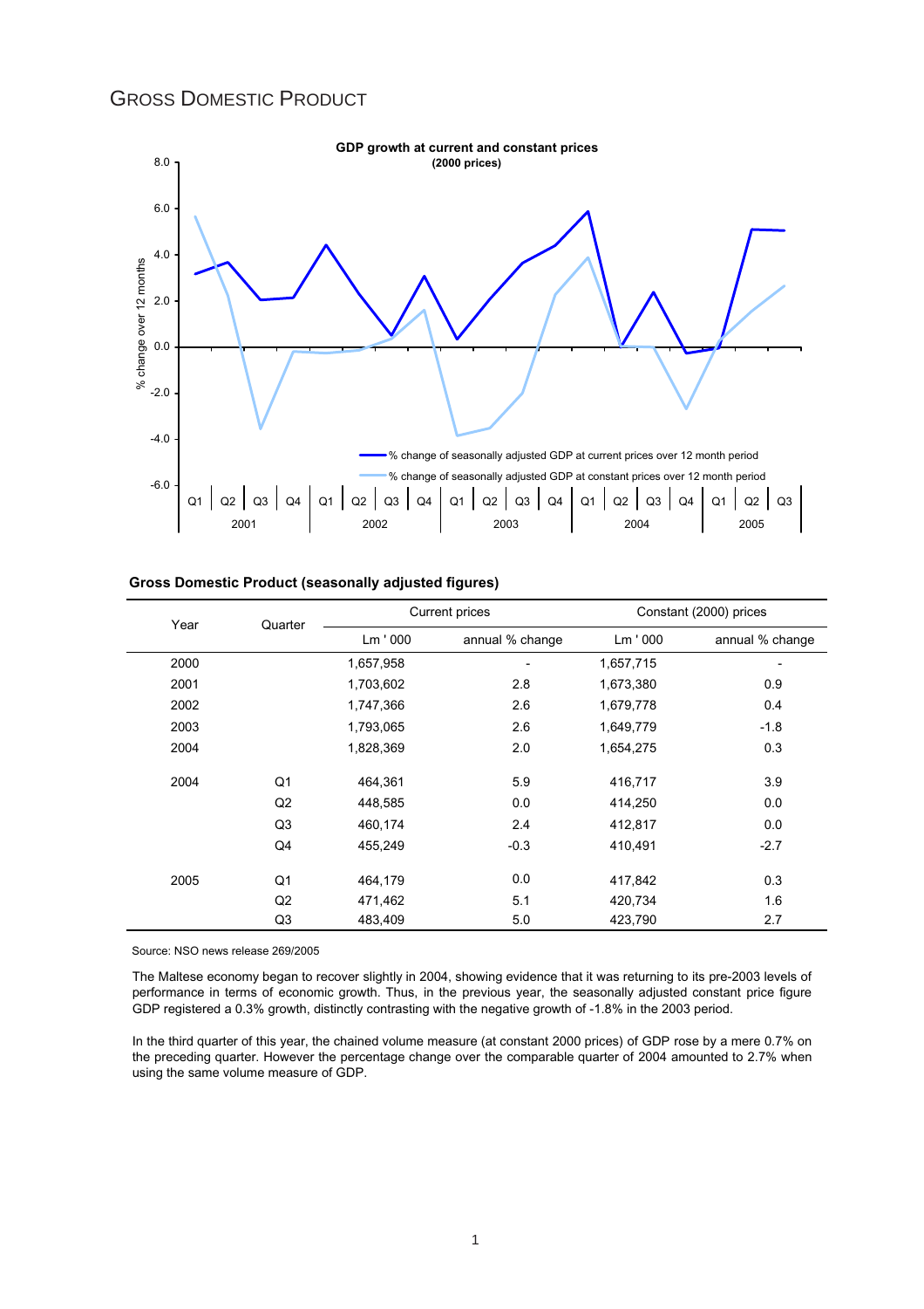# Gross Domestic Product

**GDP growth at current and constant prices**
**(2000 prices)**

**Gross Domestic Product (seasonally adjusted figures)**

| Year | Quarter | Current prices | | Constant (2000) prices | |
|---|---|---|---|---|---|
| | | Lm ' 000 | annual % change | Lm ' 000 | annual % change |
| 2000 | | 1,657,958 | - | 1,657,715 | - |
| 2001 | | 1,703,602 | 2.8 | 1,673,380 | 0.9 |
| 2002 | | 1,747,366 | 2.6 | 1,679,778 | 0.4 |
| 2003 | | 1,793,065 | 2.6 | 1,649,779 | -1.8 |
| 2004 | | 1,828,369 | 2.0 | 1,654,275 | 0.3 |
| 2004 | Q1 | 464,361 | 5.9 | 416,717 | 3.9 |
| | Q2 | 448,585 | 0.0 | 414,250 | 0.0 |
| | Q3 | 460,174 | 2.4 | 412,817 | 0.0 |
| | Q4 | 455,249 | -0.3 | 410,491 | -2.7 |
| 2005 | Q1 | 464,179 | 0.0 | 417,842 | 0.3 |
| | Q2 | 471,462 | 5.1 | 420,734 | 1.6 |
| | Q3 | 483,409 | 5.0 | 423,790 | 2.7 |

Source: NSO news release 269/2005

The Maltese economy began to recover slightly in 2004, showing evidence that it was returning to its pre-2003 levels of performance in terms of economic growth. Thus, in the previous year, the seasonally adjusted constant price figure GDP registered a 0.3% growth, distinctly contrasting with the negative growth of -1.8% in the 2003 period.

In the third quarter of this year, the chained volume measure (at constant 2000 prices) of GDP rose by a mere 0.7% on the preceding quarter. However the percentage change over the comparable quarter of 2004 amounted to 2.7% when using the same volume measure of GDP.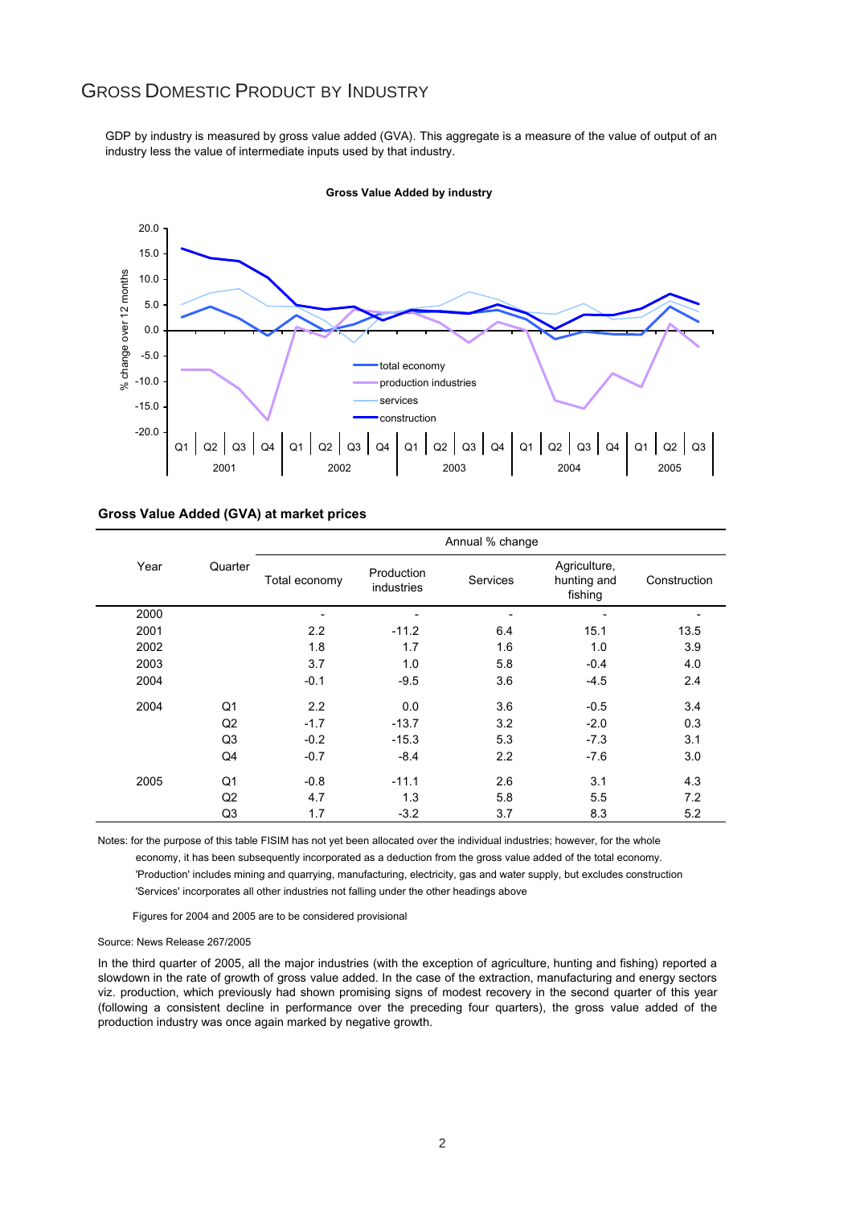# Gross Domestic Product by Industry

GDP by industry is measured by gross value added (GVA). This aggregate is a measure of the value of output of an industry less the value of intermediate inputs used by that industry.

**Gross Value Added by industry**

**Gross Value Added (GVA) at market prices**

| Year | Quarter | Annual % change | | | | |
|---|---|---|---|---|---|---|
| | | Total economy | Production industries | Services | Agriculture, hunting and fishing | Construction |
| 2000 | | - | - | - | - | - |
| 2001 | | 2.2 | -11.2 | 6.4 | 15.1 | 13.5 |
| 2002 | | 1.8 | 1.7 | 1.6 | 1.0 | 3.9 |
| 2003 | | 3.7 | 1.0 | 5.8 | -0.4 | 4.0 |
| 2004 | | -0.1 | -9.5 | 3.6 | -4.5 | 2.4 |
| 2004 | Q1 | 2.2 | 0.0 | 3.6 | -0.5 | 3.4 |
| | Q2 | -1.7 | -13.7 | 3.2 | -2.0 | 0.3 |
| | Q3 | -0.2 | -15.3 | 5.3 | -7.3 | 3.1 |
| | Q4 | -0.7 | -8.4 | 2.2 | -7.6 | 3.0 |
| 2005 | Q1 | -0.8 | -11.1 | 2.6 | 3.1 | 4.3 |
| | Q2 | 4.7 | 1.3 | 5.8 | 5.5 | 7.2 |
| | Q3 | 1.7 | -3.2 | 3.7 | 8.3 | 5.2 |

Notes: for the purpose of this table FISIM has not yet been allocated over the individual industries; however, for the whole economy, it has been subsequently incorporated as a deduction from the gross value added of the total economy.
'Production' includes mining and quarrying, manufacturing, electricity, gas and water supply, but excludes construction
'Services' incorporates all other industries not falling under the other headings above

Figures for 2004 and 2005 are to be considered provisional

Source: News Release 267/2005

In the third quarter of 2005, all the major industries (with the exception of agriculture, hunting and fishing) reported a slowdown in the rate of growth of gross value added. In the case of the extraction, manufacturing and energy sectors viz. production, which previously had shown promising signs of modest recovery in the second quarter of this year (following a consistent decline in performance over the preceding four quarters), the gross value added of the production industry was once again marked by negative growth.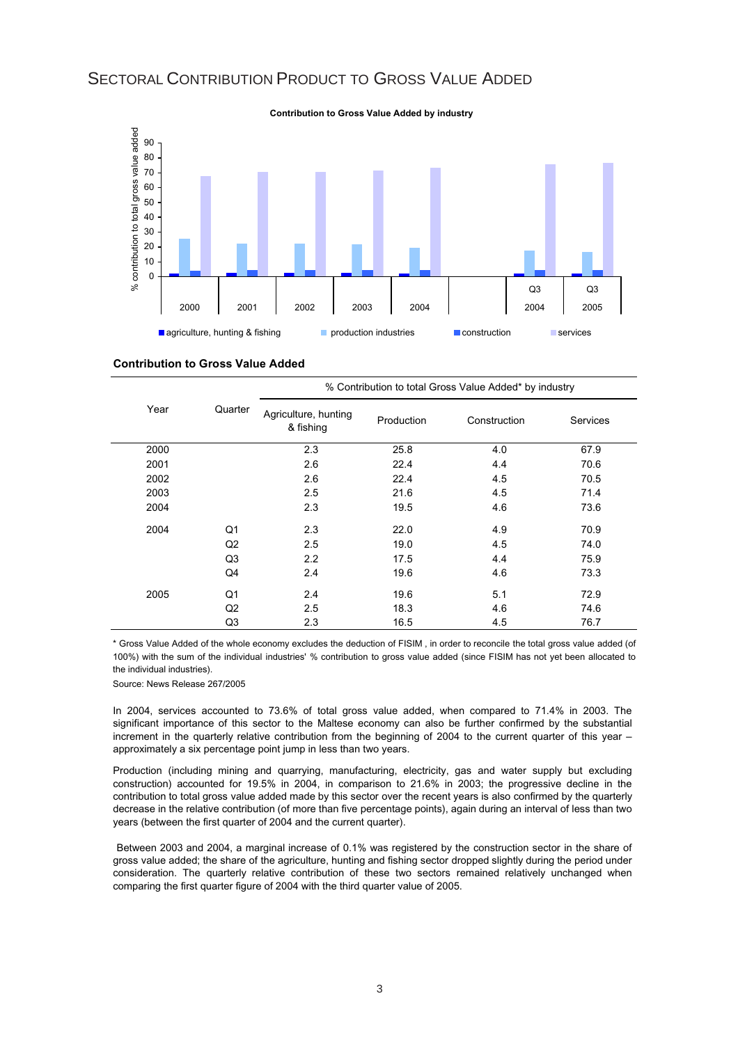# Sectoral Contribution Product to Gross Value Added

**Contribution to Gross Value Added by industry**

**Contribution to Gross Value Added**

| Year | Quarter | % Contribution to total Gross Value Added* by industry | | | |
|---|---|---|---|---|---|
| | | Agriculture, hunting & fishing | Production | Construction | Services |
| 2000 | | 2.3 | 25.8 | 4.0 | 67.9 |
| 2001 | | 2.6 | 22.4 | 4.4 | 70.6 |
| 2002 | | 2.6 | 22.4 | 4.5 | 70.5 |
| 2003 | | 2.5 | 21.6 | 4.5 | 71.4 |
| 2004 | | 2.3 | 19.5 | 4.6 | 73.6 |
| 2004 | Q1 | 2.3 | 22.0 | 4.9 | 70.9 |
| | Q2 | 2.5 | 19.0 | 4.5 | 74.0 |
| | Q3 | 2.2 | 17.5 | 4.4 | 75.9 |
| | Q4 | 2.4 | 19.6 | 4.6 | 73.3 |
| 2005 | Q1 | 2.4 | 19.6 | 5.1 | 72.9 |
| | Q2 | 2.5 | 18.3 | 4.6 | 74.6 |
| | Q3 | 2.3 | 16.5 | 4.5 | 76.7 |

\* Gross Value Added of the whole economy excludes the deduction of FISIM , in order to reconcile the total gross value added (of 100%) with the sum of the individual industries' % contribution to gross value added (since FISIM has not yet been allocated to the individual industries).

Source: News Release 267/2005

In 2004, services accounted to 73.6% of total gross value added, when compared to 71.4% in 2003. The significant importance of this sector to the Maltese economy can also be further confirmed by the substantial increment in the quarterly relative contribution from the beginning of 2004 to the current quarter of this year – approximately a six percentage point jump in less than two years.

Production (including mining and quarrying, manufacturing, electricity, gas and water supply but excluding construction) accounted for 19.5% in 2004, in comparison to 21.6% in 2003; the progressive decline in the contribution to total gross value added made by this sector over the recent years is also confirmed by the quarterly decrease in the relative contribution (of more than five percentage points), again during an interval of less than two years (between the first quarter of 2004 and the current quarter).

Between 2003 and 2004, a marginal increase of 0.1% was registered by the construction sector in the share of gross value added; the share of the agriculture, hunting and fishing sector dropped slightly during the period under consideration. The quarterly relative contribution of these two sectors remained relatively unchanged when comparing the first quarter figure of 2004 with the third quarter value of 2005.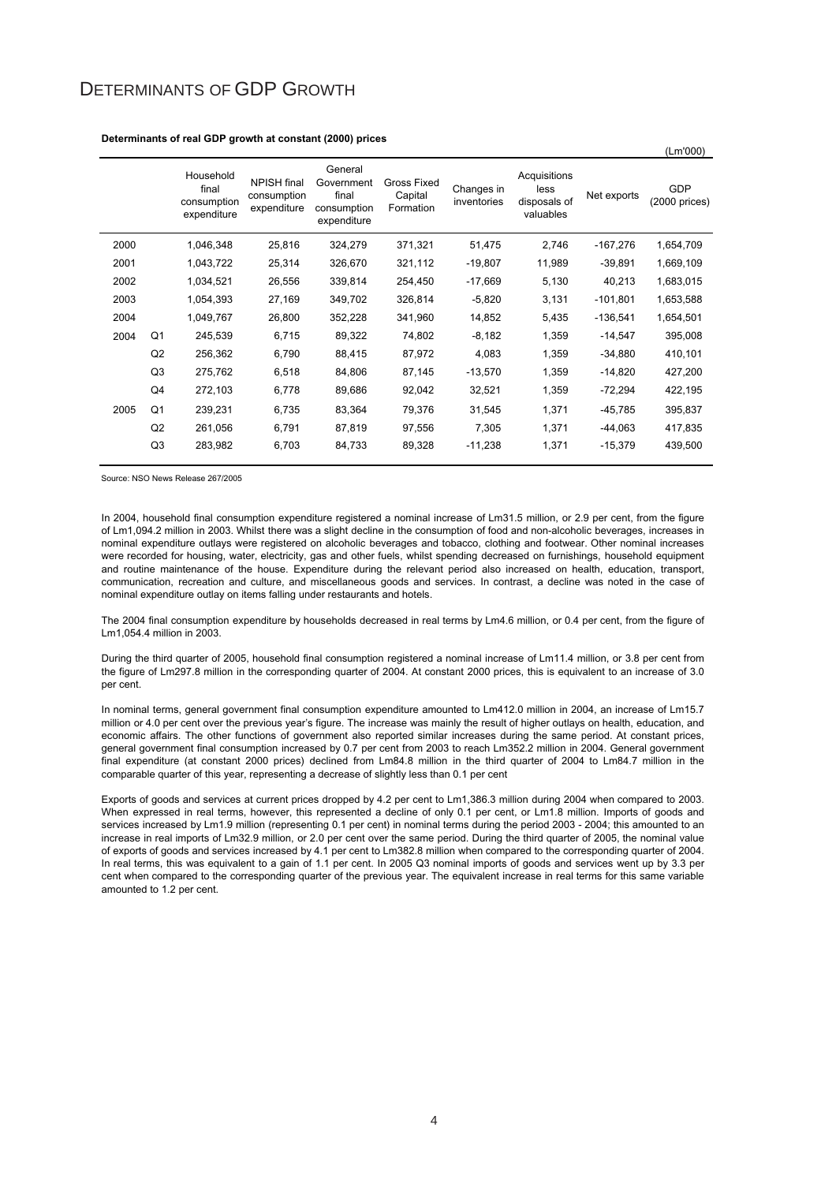# DETERMINANTS OF GDP GROWTH

**Determinants of real GDP growth at constant (2000) prices**

(Lm'000)

| | | Household final consumption expenditure | NPISH final consumption expenditure | General Government final consumption expenditure | Gross Fixed Capital Formation | Changes in inventories | Acquisitions less disposals of valuables | Net exports | GDP (2000 prices) |
|---|---|---|---|---|---|---|---|---|---|
| 2000 | | 1,046,348 | 25,816 | 324,279 | 371,321 | 51,475 | 2,746 | -167,276 | 1,654,709 |
| 2001 | | 1,043,722 | 25,314 | 326,670 | 321,112 | -19,807 | 11,989 | -39,891 | 1,669,109 |
| 2002 | | 1,034,521 | 26,556 | 339,814 | 254,450 | -17,669 | 5,130 | 40,213 | 1,683,015 |
| 2003 | | 1,054,393 | 27,169 | 349,702 | 326,814 | -5,820 | 3,131 | -101,801 | 1,653,588 |
| 2004 | | 1,049,767 | 26,800 | 352,228 | 341,960 | 14,852 | 5,435 | -136,541 | 1,654,501 |
| 2004 | Q1 | 245,539 | 6,715 | 89,322 | 74,802 | -8,182 | 1,359 | -14,547 | 395,008 |
| | Q2 | 256,362 | 6,790 | 88,415 | 87,972 | 4,083 | 1,359 | -34,880 | 410,101 |
| | Q3 | 275,762 | 6,518 | 84,806 | 87,145 | -13,570 | 1,359 | -14,820 | 427,200 |
| | Q4 | 272,103 | 6,778 | 89,686 | 92,042 | 32,521 | 1,359 | -72,294 | 422,195 |
| 2005 | Q1 | 239,231 | 6,735 | 83,364 | 79,376 | 31,545 | 1,371 | -45,785 | 395,837 |
| | Q2 | 261,056 | 6,791 | 87,819 | 97,556 | 7,305 | 1,371 | -44,063 | 417,835 |
| | Q3 | 283,982 | 6,703 | 84,733 | 89,328 | -11,238 | 1,371 | -15,379 | 439,500 |

Source: NSO News Release 267/2005

In 2004, household final consumption expenditure registered a nominal increase of Lm31.5 million, or 2.9 per cent, from the figure of Lm1,094.2 million in 2003. Whilst there was a slight decline in the consumption of food and non-alcoholic beverages, increases in nominal expenditure outlays were registered on alcoholic beverages and tobacco, clothing and footwear. Other nominal increases were recorded for housing, water, electricity, gas and other fuels, whilst spending decreased on furnishings, household equipment and routine maintenance of the house. Expenditure during the relevant period also increased on health, education, transport, communication, recreation and culture, and miscellaneous goods and services. In contrast, a decline was noted in the case of nominal expenditure outlay on items falling under restaurants and hotels.

The 2004 final consumption expenditure by households decreased in real terms by Lm4.6 million, or 0.4 per cent, from the figure of Lm1,054.4 million in 2003.

During the third quarter of 2005, household final consumption registered a nominal increase of Lm11.4 million, or 3.8 per cent from the figure of Lm297.8 million in the corresponding quarter of 2004. At constant 2000 prices, this is equivalent to an increase of 3.0 per cent.

In nominal terms, general government final consumption expenditure amounted to Lm412.0 million in 2004, an increase of Lm15.7 million or 4.0 per cent over the previous year's figure. The increase was mainly the result of higher outlays on health, education, and economic affairs. The other functions of government also reported similar increases during the same period. At constant prices, general government final consumption increased by 0.7 per cent from 2003 to reach Lm352.2 million in 2004. General government final expenditure (at constant 2000 prices) declined from Lm84.8 million in the third quarter of 2004 to Lm84.7 million in the comparable quarter of this year, representing a decrease of slightly less than 0.1 per cent

Exports of goods and services at current prices dropped by 4.2 per cent to Lm1,386.3 million during 2004 when compared to 2003. When expressed in real terms, however, this represented a decline of only 0.1 per cent, or Lm1.8 million. Imports of goods and services increased by Lm1.9 million (representing 0.1 per cent) in nominal terms during the period 2003 - 2004; this amounted to an increase in real imports of Lm32.9 million, or 2.0 per cent over the same period. During the third quarter of 2005, the nominal value of exports of goods and services increased by 4.1 per cent to Lm382.8 million when compared to the corresponding quarter of 2004. In real terms, this was equivalent to a gain of 1.1 per cent. In 2005 Q3 nominal imports of goods and services went up by 3.3 per cent when compared to the corresponding quarter of the previous year. The equivalent increase in real terms for this same variable amounted to 1.2 per cent.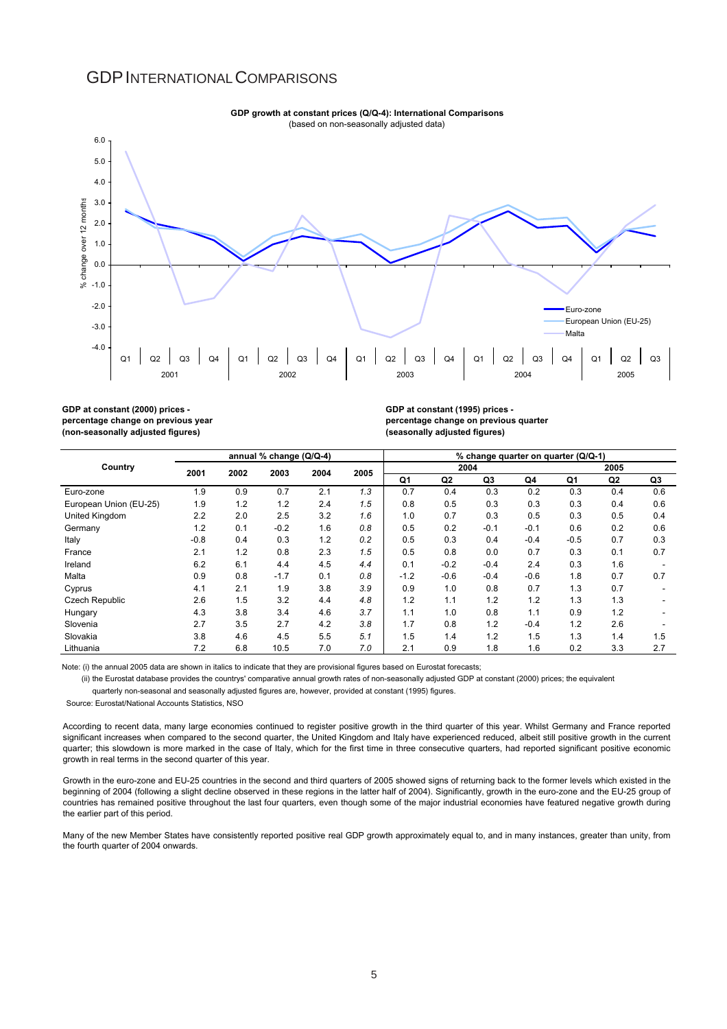# GDP International Comparisons

**GDP growth at constant prices (Q/Q-4): International Comparisons**
(based on non-seasonally adjusted data)

**GDP at constant (2000) prices - percentage change on previous year (non-seasonally adjusted figures)**

**GDP at constant (1995) prices - percentage change on previous quarter (seasonally adjusted figures)**

| Country | annual % change (Q/Q-4) | | | | | % change quarter on quarter (Q/Q-1) | | | | | | |
|---|---|---|---|---|---|---|---|---|---|---|---|---|
| | | | | | | 2004 | | | | 2005 | | |
| | 2001 | 2002 | 2003 | 2004 | 2005 | Q1 | Q2 | Q3 | Q4 | Q1 | Q2 | Q3 |
| Euro-zone | 1.9 | 0.9 | 0.7 | 2.1 | *1.3* | 0.7 | 0.4 | 0.3 | 0.2 | 0.3 | 0.4 | 0.6 |
| European Union (EU-25) | 1.9 | 1.2 | 1.2 | 2.4 | *1.5* | 0.8 | 0.5 | 0.3 | 0.3 | 0.3 | 0.4 | 0.6 |
| United Kingdom | 2.2 | 2.0 | 2.5 | 3.2 | *1.6* | 1.0 | 0.7 | 0.3 | 0.5 | 0.3 | 0.5 | 0.4 |
| Germany | 1.2 | 0.1 | -0.2 | 1.6 | *0.8* | 0.5 | 0.2 | -0.1 | -0.1 | 0.6 | 0.2 | 0.6 |
| Italy | -0.8 | 0.4 | 0.3 | 1.2 | *0.2* | 0.5 | 0.3 | 0.4 | -0.4 | -0.5 | 0.7 | 0.3 |
| France | 2.1 | 1.2 | 0.8 | 2.3 | *1.5* | 0.5 | 0.8 | 0.0 | 0.7 | 0.3 | 0.1 | 0.7 |
| Ireland | 6.2 | 6.1 | 4.4 | 4.5 | *4.4* | 0.1 | -0.2 | -0.4 | 2.4 | 0.3 | 1.6 | - |
| Malta | 0.9 | 0.8 | -1.7 | 0.1 | *0.8* | -1.2 | -0.6 | -0.4 | -0.6 | 1.8 | 0.7 | 0.7 |
| Cyprus | 4.1 | 2.1 | 1.9 | 3.8 | *3.9* | 0.9 | 1.0 | 0.8 | 0.7 | 1.3 | 0.7 | - |
| Czech Republic | 2.6 | 1.5 | 3.2 | 4.4 | *4.8* | 1.2 | 1.1 | 1.2 | 1.2 | 1.3 | 1.3 | - |
| Hungary | 4.3 | 3.8 | 3.4 | 4.6 | *3.7* | 1.1 | 1.0 | 0.8 | 1.1 | 0.9 | 1.2 | - |
| Slovenia | 2.7 | 3.5 | 2.7 | 4.2 | *3.8* | 1.7 | 0.8 | 1.2 | -0.4 | 1.2 | 2.6 | - |
| Slovakia | 3.8 | 4.6 | 4.5 | 5.5 | *5.1* | 1.5 | 1.4 | 1.2 | 1.5 | 1.3 | 1.4 | 1.5 |
| Lithuania | 7.2 | 6.8 | 10.5 | 7.0 | *7.0* | 2.1 | 0.9 | 1.8 | 1.6 | 0.2 | 3.3 | 2.7 |

Note: (i) the annual 2005 data are shown in italics to indicate that they are provisional figures based on Eurostat forecasts;

(ii) the Eurostat database provides the countrys' comparative annual growth rates of non-seasonally adjusted GDP at constant (2000) prices; the equivalent quarterly non-seasonal and seasonally adjusted figures are, however, provided at constant (1995) figures.

Source: Eurostat/National Accounts Statistics, NSO

According to recent data, many large economies continued to register positive growth in the third quarter of this year. Whilst Germany and France reported significant increases when compared to the second quarter, the United Kingdom and Italy have experienced reduced, albeit still positive growth in the current quarter; this slowdown is more marked in the case of Italy, which for the first time in three consecutive quarters, had reported significant positive economic growth in real terms in the second quarter of this year.

Growth in the euro-zone and EU-25 countries in the second and third quarters of 2005 showed signs of returning back to the former levels which existed in the beginning of 2004 (following a slight decline observed in these regions in the latter half of 2004). Significantly, growth in the euro-zone and the EU-25 group of countries has remained positive throughout the last four quarters, even though some of the major industrial economies have featured negative growth during the earlier part of this period.

Many of the new Member States have consistently reported positive real GDP growth approximately equal to, and in many instances, greater than unity, from the fourth quarter of 2004 onwards.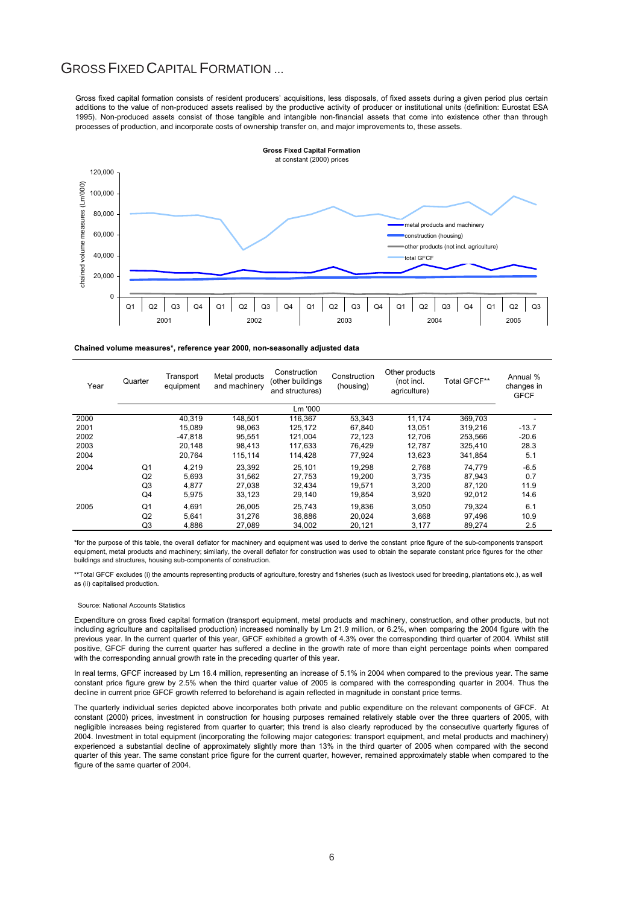# GROSS FIXED CAPITAL FORMATION ...

Gross fixed capital formation consists of resident producers' acquisitions, less disposals, of fixed assets during a given period plus certain additions to the value of non-produced assets realised by the productive activity of producer or institutional units (definition: Eurostat ESA 1995). Non-produced assets consist of those tangible and intangible non-financial assets that come into existence other than through processes of production, and incorporate costs of ownership transfer on, and major improvements to, these assets.

**Gross Fixed Capital Formation**
at constant (2000) prices

**Chained volume measures*, reference year 2000, non-seasonally adjusted data**

| Year | Quarter | Transport equipment | Metal products and machinery | Construction (other buildings and structures) | Construction (housing) | Other products (not incl. agriculture) | Total GFCF** | Annual % changes in GFCF |
|---|---|---|---|---|---|---|---|---|
| | | | | Lm '000 | | | | |
| 2000 | | 40,319 | 148,501 | 116,367 | 53,343 | 11,174 | 369,703 | - |
| 2001 | | 15,089 | 98,063 | 125,172 | 67,840 | 13,051 | 319,216 | -13.7 |
| 2002 | | -47,818 | 95,551 | 121,004 | 72,123 | 12,706 | 253,566 | -20.6 |
| 2003 | | 20,148 | 98,413 | 117,633 | 76,429 | 12,787 | 325,410 | 28.3 |
| 2004 | | 20,764 | 115,114 | 114,428 | 77,924 | 13,623 | 341,854 | 5.1 |
| 2004 | Q1 | 4,219 | 23,392 | 25,101 | 19,298 | 2,768 | 74,779 | -6.5 |
| | Q2 | 5,693 | 31,562 | 27,753 | 19,200 | 3,735 | 87,943 | 0.7 |
| | Q3 | 4,877 | 27,038 | 32,434 | 19,571 | 3,200 | 87,120 | 11.9 |
| | Q4 | 5,975 | 33,123 | 29,140 | 19,854 | 3,920 | 92,012 | 14.6 |
| 2005 | Q1 | 4,691 | 26,005 | 25,743 | 19,836 | 3,050 | 79,324 | 6.1 |
| | Q2 | 5,641 | 31,276 | 36,886 | 20,024 | 3,668 | 97,496 | 10.9 |
| | Q3 | 4,886 | 27,089 | 34,002 | 20,121 | 3,177 | 89,274 | 2.5 |

*for the purpose of this table, the overall deflator for machinery and equipment was used to derive the constant price figure of the sub-components transport equipment, metal products and machinery; similarly, the overall deflator for construction was used to obtain the separate constant price figures for the other buildings and structures, housing sub-components of construction.

**Total GFCF excludes (i) the amounts representing products of agriculture, forestry and fisheries (such as livestock used for breeding, plantations etc.), as well as (ii) capitalised production.

Source: National Accounts Statistics

Expenditure on gross fixed capital formation (transport equipment, metal products and machinery, construction, and other products, but not including agriculture and capitalised production) increased nominally by Lm 21.9 million, or 6.2%, when comparing the 2004 figure with the previous year. In the current quarter of this year, GFCF exhibited a growth of 4.3% over the corresponding third quarter of 2004. Whilst still positive, GFCF during the current quarter has suffered a decline in the growth rate of more than eight percentage points when compared with the corresponding annual growth rate in the preceding quarter of this year.

In real terms, GFCF increased by Lm 16.4 million, representing an increase of 5.1% in 2004 when compared to the previous year. The same constant price figure grew by 2.5% when the third quarter value of 2005 is compared with the corresponding quarter in 2004. Thus the decline in current price GFCF growth referred to beforehand is again reflected in magnitude in constant price terms.

The quarterly individual series depicted above incorporates both private and public expenditure on the relevant components of GFCF. At constant (2000) prices, investment in construction for housing purposes remained relatively stable over the three quarters of 2005, with negligible increases being registered from quarter to quarter; this trend is also clearly reproduced by the consecutive quarterly figures of 2004. Investment in total equipment (incorporating the following major categories: transport equipment, and metal products and machinery) experienced a substantial decline of approximately slightly more than 13% in the third quarter of 2005 when compared with the second quarter of this year. The same constant price figure for the current quarter, however, remained approximately stable when compared to the figure of the same quarter of 2004.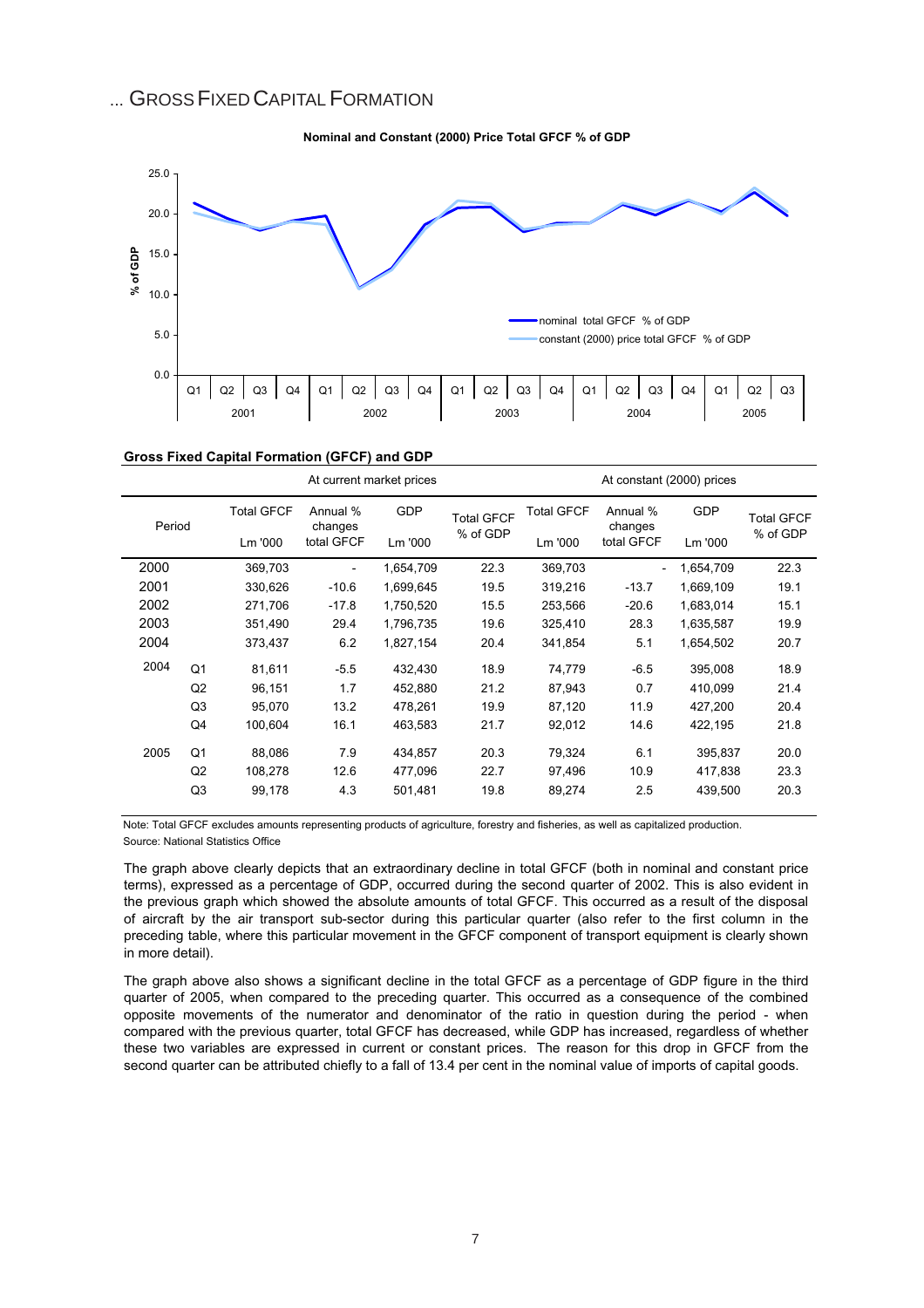## ... GROSS FIXED CAPITAL FORMATION

**Nominal and Constant (2000) Price Total GFCF % of GDP**

**Gross Fixed Capital Formation (GFCF) and GDP**

| Period | | At current market prices | | | | At constant (2000) prices | | | |
|---|---|---|---|---|---|---|---|---|---|
| | | Total GFCF Lm '000 | Annual % changes total GFCF | GDP Lm '000 | Total GFCF % of GDP | Total GFCF Lm '000 | Annual % changes total GFCF | GDP Lm '000 | Total GFCF % of GDP |
| 2000 | | 369,703 | - | 1,654,709 | 22.3 | 369,703 | - | 1,654,709 | 22.3 |
| 2001 | | 330,626 | -10.6 | 1,699,645 | 19.5 | 319,216 | -13.7 | 1,669,109 | 19.1 |
| 2002 | | 271,706 | -17.8 | 1,750,520 | 15.5 | 253,566 | -20.6 | 1,683,014 | 15.1 |
| 2003 | | 351,490 | 29.4 | 1,796,735 | 19.6 | 325,410 | 28.3 | 1,635,587 | 19.9 |
| 2004 | | 373,437 | 6.2 | 1,827,154 | 20.4 | 341,854 | 5.1 | 1,654,502 | 20.7 |
| 2004 | Q1 | 81,611 | -5.5 | 432,430 | 18.9 | 74,779 | -6.5 | 395,008 | 18.9 |
| | Q2 | 96,151 | 1.7 | 452,880 | 21.2 | 87,943 | 0.7 | 410,099 | 21.4 |
| | Q3 | 95,070 | 13.2 | 478,261 | 19.9 | 87,120 | 11.9 | 427,200 | 20.4 |
| | Q4 | 100,604 | 16.1 | 463,583 | 21.7 | 92,012 | 14.6 | 422,195 | 21.8 |
| 2005 | Q1 | 88,086 | 7.9 | 434,857 | 20.3 | 79,324 | 6.1 | 395,837 | 20.0 |
| | Q2 | 108,278 | 12.6 | 477,096 | 22.7 | 97,496 | 10.9 | 417,838 | 23.3 |
| | Q3 | 99,178 | 4.3 | 501,481 | 19.8 | 89,274 | 2.5 | 439,500 | 20.3 |

Note: Total GFCF excludes amounts representing products of agriculture, forestry and fisheries, as well as capitalized production.
Source: National Statistics Office

The graph above clearly depicts that an extraordinary decline in total GFCF (both in nominal and constant price terms), expressed as a percentage of GDP, occurred during the second quarter of 2002. This is also evident in the previous graph which showed the absolute amounts of total GFCF. This occurred as a result of the disposal of aircraft by the air transport sub-sector during this particular quarter (also refer to the first column in the preceding table, where this particular movement in the GFCF component of transport equipment is clearly shown in more detail).

The graph above also shows a significant decline in the total GFCF as a percentage of GDP figure in the third quarter of 2005, when compared to the preceding quarter. This occurred as a consequence of the combined opposite movements of the numerator and denominator of the ratio in question during the period - when compared with the previous quarter, total GFCF has decreased, while GDP has increased, regardless of whether these two variables are expressed in current or constant prices. The reason for this drop in GFCF from the second quarter can be attributed chiefly to a fall of 13.4 per cent in the nominal value of imports of capital goods.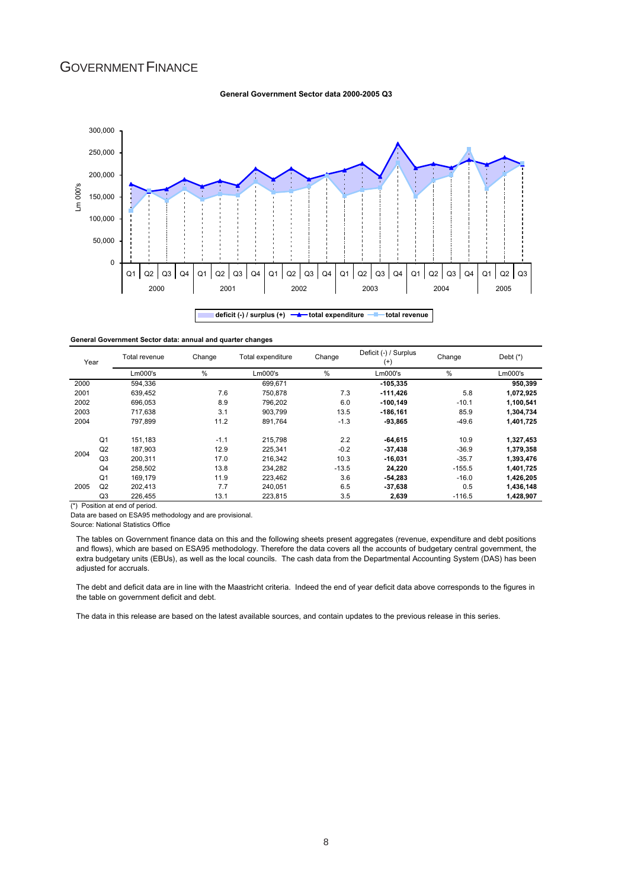# Government Finance

**General Government Sector data 2000-2005 Q3**

**General Government Sector data: annual and quarter changes**

| Year | | Total revenue | Change | Total expenditure | Change | Deficit (-) / Surplus (+) | Change | Debt (*) |
|---|---|---|---|---|---|---|---|---|
| | | Lm000's | % | Lm000's | % | Lm000's | % | Lm000's |
| 2000 | | 594,336 | | 699,671 | | **-105,335** | | **950,399** |
| 2001 | | 639,452 | 7.6 | 750,878 | 7.3 | **-111,426** | 5.8 | **1,072,925** |
| 2002 | | 696,053 | 8.9 | 796,202 | 6.0 | **-100,149** | -10.1 | **1,100,541** |
| 2003 | | 717,638 | 3.1 | 903,799 | 13.5 | **-186,161** | 85.9 | **1,304,734** |
| 2004 | | 797,899 | 11.2 | 891,764 | -1.3 | **-93,865** | -49.6 | **1,401,725** |
| 2004 | Q1 | 151,183 | -1.1 | 215,798 | 2.2 | **-64,615** | 10.9 | **1,327,453** |
| | Q2 | 187,903 | 12.9 | 225,341 | -0.2 | **-37,438** | -36.9 | **1,379,358** |
| | Q3 | 200,311 | 17.0 | 216,342 | 10.3 | **-16,031** | -35.7 | **1,393,476** |
| | Q4 | 258,502 | 13.8 | 234,282 | -13.5 | **24,220** | -155.5 | **1,401,725** |
| 2005 | Q1 | 169,179 | 11.9 | 223,462 | 3.6 | **-54,283** | -16.0 | **1,426,205** |
| | Q2 | 202,413 | 7.7 | 240,051 | 6.5 | **-37,638** | 0.5 | **1,436,148** |
| | Q3 | 226,455 | 13.1 | 223,815 | 3.5 | **2,639** | -116.5 | **1,428,907** |

(*) Position at end of period.

Data are based on ESA95 methodology and are provisional.

Source: National Statistics Office

The tables on Government finance data on this and the following sheets present aggregates (revenue, expenditure and debt positions and flows), which are based on ESA95 methodology. Therefore the data covers all the accounts of budgetary central government, the extra budgetary units (EBUs), as well as the local councils. The cash data from the Departmental Accounting System (DAS) has been adjusted for accruals.

The debt and deficit data are in line with the Maastricht criteria. Indeed the end of year deficit data above corresponds to the figures in the table on government deficit and debt.

The data in this release are based on the latest available sources, and contain updates to the previous release in this series.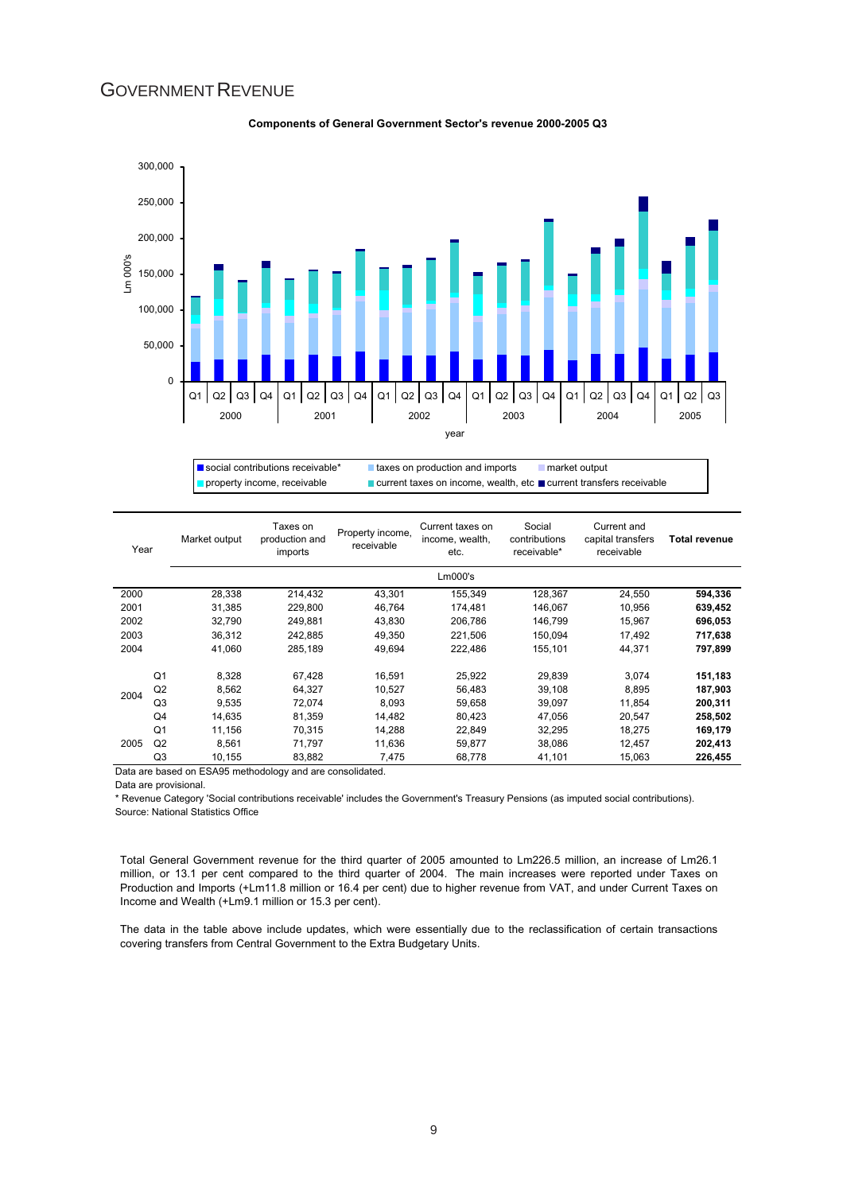# Government Revenue

**Components of General Government Sector's revenue 2000-2005 Q3**

| Year | | Market output | Taxes on production and imports | Property income, receivable | Current taxes on income, wealth, etc. | Social contributions receivable* | Current and capital transfers receivable | **Total revenue** |
|---|---|---|---|---|---|---|---|---|
| | | | | | Lm000's | | | |
| 2000 | | 28,338 | 214,432 | 43,301 | 155,349 | 128,367 | 24,550 | **594,336** |
| 2001 | | 31,385 | 229,800 | 46,764 | 174,481 | 146,067 | 10,956 | **639,452** |
| 2002 | | 32,790 | 249,881 | 43,830 | 206,786 | 146,799 | 15,967 | **696,053** |
| 2003 | | 36,312 | 242,885 | 49,350 | 221,506 | 150,094 | 17,492 | **717,638** |
| 2004 | | 41,060 | 285,189 | 49,694 | 222,486 | 155,101 | 44,371 | **797,899** |
| 2004 | Q1 | 8,328 | 67,428 | 16,591 | 25,922 | 29,839 | 3,074 | **151,183** |
| | Q2 | 8,562 | 64,327 | 10,527 | 56,483 | 39,108 | 8,895 | **187,903** |
| | Q3 | 9,535 | 72,074 | 8,093 | 59,658 | 39,097 | 11,854 | **200,311** |
| | Q4 | 14,635 | 81,359 | 14,482 | 80,423 | 47,056 | 20,547 | **258,502** |
| 2005 | Q1 | 11,156 | 70,315 | 14,288 | 22,849 | 32,295 | 18,275 | **169,179** |
| | Q2 | 8,561 | 71,797 | 11,636 | 59,877 | 38,086 | 12,457 | **202,413** |
| | Q3 | 10,155 | 83,882 | 7,475 | 68,778 | 41,101 | 15,063 | **226,455** |

Data are based on ESA95 methodology and are consolidated.

Data are provisional.

* Revenue Category 'Social contributions receivable' includes the Government's Treasury Pensions (as imputed social contributions).

Source: National Statistics Office

Total General Government revenue for the third quarter of 2005 amounted to Lm226.5 million, an increase of Lm26.1 million, or 13.1 per cent compared to the third quarter of 2004. The main increases were reported under Taxes on Production and Imports (+Lm11.8 million or 16.4 per cent) due to higher revenue from VAT, and under Current Taxes on Income and Wealth (+Lm9.1 million or 15.3 per cent).

The data in the table above include updates, which were essentially due to the reclassification of certain transactions covering transfers from Central Government to the Extra Budgetary Units.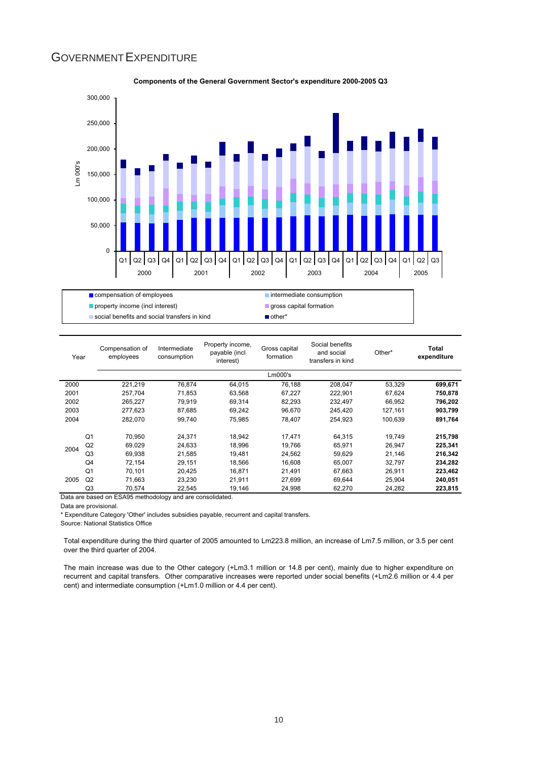# Government Expenditure

**Components of the General Government Sector's expenditure 2000-2005 Q3**

| Year | | Compensation of employees | Intermediate consumption | Property income, payable (incl interest) | Gross capital formation | Social benefits and social transfers in kind | Other* | **Total expenditure** |
|---|---|---|---|---|---|---|---|---|
| | | | | | Lm000's | | | |
| 2000 | | 221,219 | 76,874 | 64,015 | 76,188 | 208,047 | 53,329 | **699,671** |
| 2001 | | 257,704 | 71,853 | 63,568 | 67,227 | 222,901 | 67,624 | **750,878** |
| 2002 | | 265,227 | 79,919 | 69,314 | 82,293 | 232,497 | 66,952 | **796,202** |
| 2003 | | 277,623 | 87,685 | 69,242 | 96,670 | 245,420 | 127,161 | **903,799** |
| 2004 | | 282,070 | 99,740 | 75,985 | 78,407 | 254,923 | 100,639 | **891,764** |
| 2004 | Q1 | 70,950 | 24,371 | 18,942 | 17,471 | 64,315 | 19,749 | **215,798** |
| | Q2 | 69,029 | 24,633 | 18,996 | 19,766 | 65,971 | 26,947 | **225,341** |
| | Q3 | 69,938 | 21,585 | 19,481 | 24,562 | 59,629 | 21,146 | **216,342** |
| | Q4 | 72,154 | 29,151 | 18,566 | 16,608 | 65,007 | 32,797 | **234,282** |
| 2005 | Q1 | 70,101 | 20,425 | 16,871 | 21,491 | 67,663 | 26,911 | **223,462** |
| | Q2 | 71,663 | 23,230 | 21,911 | 27,699 | 69,644 | 25,904 | **240,051** |
| | Q3 | 70,574 | 22,545 | 19,146 | 24,998 | 62,270 | 24,282 | **223,815** |

Data are based on ESA95 methodology and are consolidated.

Data are provisional.

* Expenditure Category 'Other' includes subsidies payable, recurrent and capital transfers.

Source: National Statistics Office

Total expenditure during the third quarter of 2005 amounted to Lm223.8 million, an increase of Lm7.5 million, or 3.5 per cent over the third quarter of 2004.

The main increase was due to the Other category (+Lm3.1 million or 14.8 per cent), mainly due to higher expenditure on recurrent and capital transfers. Other comparative increases were reported under social benefits (+Lm2.6 million or 4.4 per cent) and intermediate consumption (+Lm1.0 million or 4.4 per cent).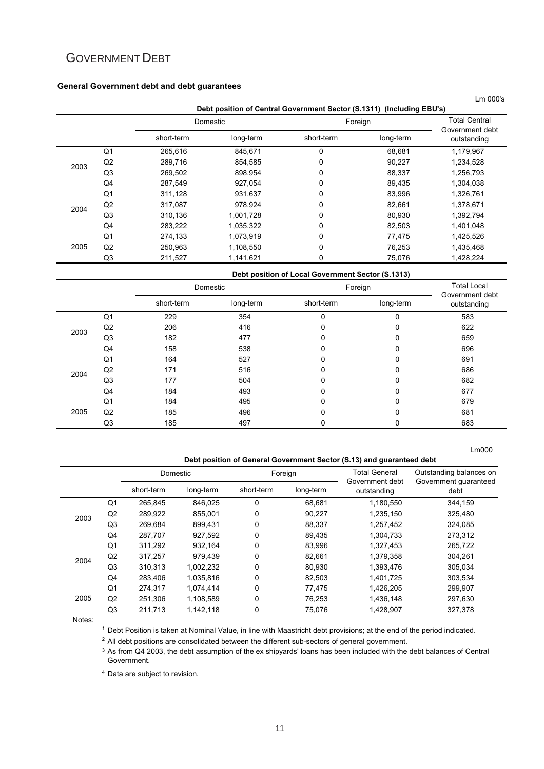# GOVERNMENT DEBT

**General Government debt and debt guarantees**

Lm 000's

| | | Debt position of Central Government Sector (S.1311) (Including EBU's) | | | | |
|---|---|---|---|---|---|---|
| | | Domestic | | Foreign | | Total Central Government debt outstanding |
| | | short-term | long-term | short-term | long-term | |
| 2003 | Q1 | 265,616 | 845,671 | 0 | 68,681 | 1,179,967 |
| | Q2 | 289,716 | 854,585 | 0 | 90,227 | 1,234,528 |
| | Q3 | 269,502 | 898,954 | 0 | 88,337 | 1,256,793 |
| | Q4 | 287,549 | 927,054 | 0 | 89,435 | 1,304,038 |
| 2004 | Q1 | 311,128 | 931,637 | 0 | 83,996 | 1,326,761 |
| | Q2 | 317,087 | 978,924 | 0 | 82,661 | 1,378,671 |
| | Q3 | 310,136 | 1,001,728 | 0 | 80,930 | 1,392,794 |
| | Q4 | 283,222 | 1,035,322 | 0 | 82,503 | 1,401,048 |
| 2005 | Q1 | 274,133 | 1,073,919 | 0 | 77,475 | 1,425,526 |
| | Q2 | 250,963 | 1,108,550 | 0 | 76,253 | 1,435,468 |
| | Q3 | 211,527 | 1,141,621 | 0 | 75,076 | 1,428,224 |

| | | Debt position of Local Government Sector (S.1313) | | | | |
|---|---|---|---|---|---|---|
| | | Domestic | | Foreign | | Total Local Government debt outstanding |
| | | short-term | long-term | short-term | long-term | |
| 2003 | Q1 | 229 | 354 | 0 | 0 | 583 |
| | Q2 | 206 | 416 | 0 | 0 | 622 |
| | Q3 | 182 | 477 | 0 | 0 | 659 |
| | Q4 | 158 | 538 | 0 | 0 | 696 |
| 2004 | Q1 | 164 | 527 | 0 | 0 | 691 |
| | Q2 | 171 | 516 | 0 | 0 | 686 |
| | Q3 | 177 | 504 | 0 | 0 | 682 |
| | Q4 | 184 | 493 | 0 | 0 | 677 |
| 2005 | Q1 | 184 | 495 | 0 | 0 | 679 |
| | Q2 | 185 | 496 | 0 | 0 | 681 |
| | Q3 | 185 | 497 | 0 | 0 | 683 |

Lm000

| | | Debt position of General Government Sector (S.13) and guaranteed debt | | | | | |
|---|---|---|---|---|---|---|---|
| | | Domestic | | Foreign | | Total General Government debt outstanding | Outstanding balances on Government guaranteed debt |
| | | short-term | long-term | short-term | long-term | | |
| 2003 | Q1 | 265,845 | 846,025 | 0 | 68,681 | 1,180,550 | 344,159 |
| | Q2 | 289,922 | 855,001 | 0 | 90,227 | 1,235,150 | 325,480 |
| | Q3 | 269,684 | 899,431 | 0 | 88,337 | 1,257,452 | 324,085 |
| | Q4 | 287,707 | 927,592 | 0 | 89,435 | 1,304,733 | 273,312 |
| 2004 | Q1 | 311,292 | 932,164 | 0 | 83,996 | 1,327,453 | 265,722 |
| | Q2 | 317,257 | 979,439 | 0 | 82,661 | 1,379,358 | 304,261 |
| | Q3 | 310,313 | 1,002,232 | 0 | 80,930 | 1,393,476 | 305,034 |
| | Q4 | 283,406 | 1,035,816 | 0 | 82,503 | 1,401,725 | 303,534 |
| 2005 | Q1 | 274,317 | 1,074,414 | 0 | 77,475 | 1,426,205 | 299,907 |
| | Q2 | 251,306 | 1,108,589 | 0 | 76,253 | 1,436,148 | 297,630 |
| | Q3 | 211,713 | 1,142,118 | 0 | 75,076 | 1,428,907 | 327,378 |

Notes:

[1] Debt Position is taken at Nominal Value, in line with Maastricht debt provisions; at the end of the period indicated.

[2] All debt positions are consolidated between the different sub-sectors of general government.

[3] As from Q4 2003, the debt assumption of the ex shipyards' loans has been included with the debt balances of Central Government.

[4] Data are subject to revision.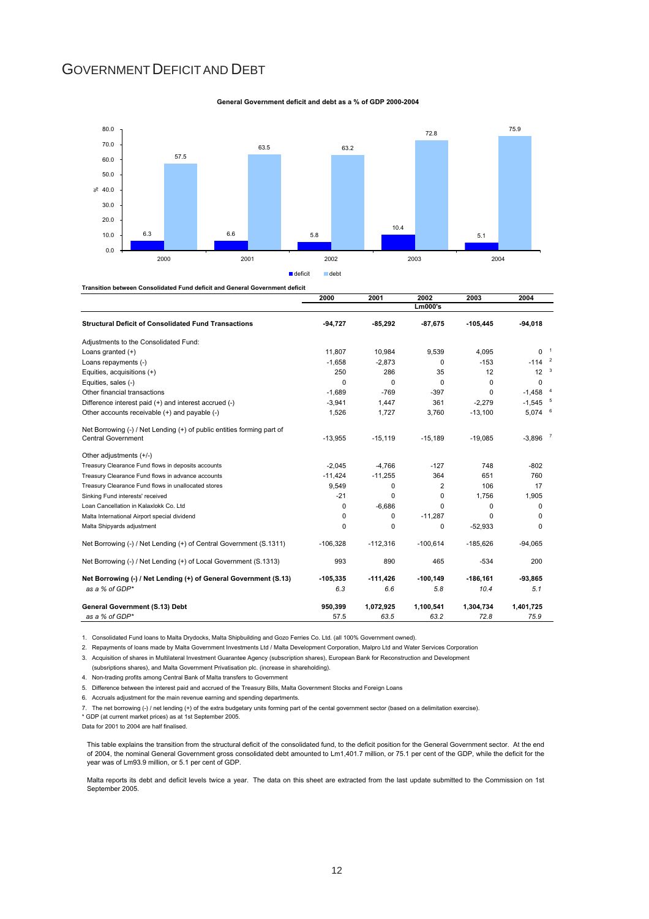# GOVERNMENT DEFICIT AND DEBT

**General Government deficit and debt as a % of GDP 2000-2004**

| | 2000 | 2001 | 2002 | 2003 | 2004 |
|---|---|---|---|---|---|
| deficit | 6.3 | 6.6 | 5.8 | 10.4 | 5.1 |
| debt | 57.5 | 63.5 | 63.2 | 72.8 | 75.9 |

**Transition between Consolidated Fund deficit and General Government deficit**

| | 2000 | 2001 | 2002 | 2003 | 2004 |
|---|---|---|---|---|---|
| | | | Lm000's | | |
| **Structural Deficit of Consolidated Fund Transactions** | **-94,727** | **-85,292** | **-87,675** | **-105,445** | **-94,018** |
| Adjustments to the Consolidated Fund: | | | | | |
| Loans granted (+) | 11,807 | 10,984 | 9,539 | 4,095 | 0 [1] |
| Loans repayments (-) | -1,658 | -2,873 | 0 | -153 | -114 [2] |
| Equities, acquisitions (+) | 250 | 286 | 35 | 12 | 12 [3] |
| Equities, sales (-) | 0 | 0 | 0 | 0 | 0 |
| Other financial transactions | -1,689 | -769 | -397 | 0 | -1,458 [4] |
| Difference interest paid (+) and interest accrued (-) | -3,941 | 1,447 | 361 | -2,279 | -1,545 [5] |
| Other accounts receivable (+) and payable (-) | 1,526 | 1,727 | 3,760 | -13,100 | 5,074 [6] |
| Net Borrowing (-) / Net Lending (+) of public entities forming part of Central Government | -13,955 | -15,119 | -15,189 | -19,085 | -3,896 [7] |
| Other adjustments (+/-) | | | | | |
| Treasury Clearance Fund flows in deposits accounts | -2,045 | -4,766 | -127 | 748 | -802 |
| Treasury Clearance Fund flows in advance accounts | -11,424 | -11,255 | 364 | 651 | 760 |
| Treasury Clearance Fund flows in unallocated stores | 9,549 | 0 | 2 | 106 | 17 |
| Sinking Fund interests' received | -21 | 0 | 0 | 1,756 | 1,905 |
| Loan Cancellation in Kalaxlokk Co. Ltd | 0 | -6,686 | 0 | 0 | 0 |
| Malta International Airport special dividend | 0 | 0 | -11,287 | 0 | 0 |
| Malta Shipyards adjustment | 0 | 0 | 0 | -52,933 | 0 |
| Net Borrowing (-) / Net Lending (+) of Central Government (S.1311) | -106,328 | -112,316 | -100,614 | -185,626 | -94,065 |
| Net Borrowing (-) / Net Lending (+) of Local Government (S.1313) | 993 | 890 | 465 | -534 | 200 |
| **Net Borrowing (-) / Net Lending (+) of General Government (S.13)** | **-105,335** | **-111,426** | **-100,149** | **-186,161** | **-93,865** |
| *as a % of GDP** | *6.3* | *6.6* | *5.8* | *10.4* | *5.1* |
| **General Government (S.13) Debt** | **950,399** | **1,072,925** | **1,100,541** | **1,304,734** | **1,401,725** |
| *as a % of GDP** | *57.5* | *63.5* | *63.2* | *72.8* | *75.9* |

1. Consolidated Fund loans to Malta Drydocks, Malta Shipbuilding and Gozo Ferries Co. Ltd. (all 100% Government owned).
2. Repayments of loans made by Malta Government Investments Ltd / Malta Development Corporation, Malpro Ltd and Water Services Corporation
3. Acquisition of shares in Multilateral Investment Guarantee Agency (subscription shares), European Bank for Reconstruction and Development (subsriptions shares), and Malta Government Privatisation plc. (increase in shareholding).
4. Non-trading profits among Central Bank of Malta transfers to Government
5. Difference between the interest paid and accrued of the Treasury Bills, Malta Government Stocks and Foreign Loans
6. Accruals adjustment for the main revenue earning and spending departments.
7. The net borrowing (-) / net lending (+) of the extra budgetary units forming part of the cental government sector (based on a delimitation exercise).

\* GDP (at current market prices) as at 1st September 2005.

Data for 2001 to 2004 are half finalised.

This table explains the transition from the structural deficit of the consolidated fund, to the deficit position for the General Government sector. At the end of 2004, the nominal General Government gross consolidated debt amounted to Lm1,401.7 million, or 75.1 per cent of the GDP, while the deficit for the year was of Lm93.9 million, or 5.1 per cent of GDP.

Malta reports its debt and deficit levels twice a year. The data on this sheet are extracted from the last update submitted to the Commission on 1st September 2005.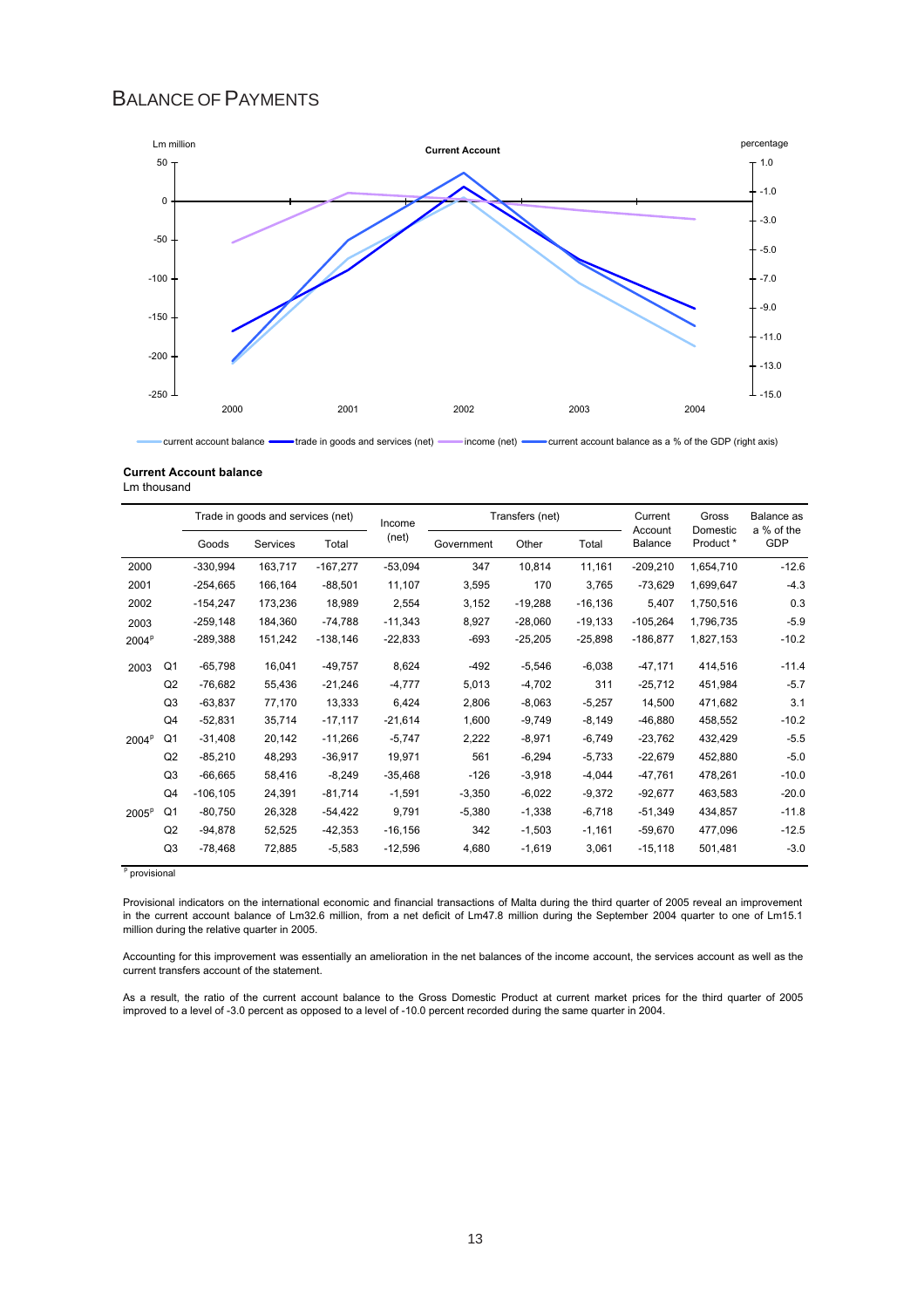# Balance of Payments

**Current Account balance**
Lm thousand

| | | Trade in goods and services (net) | | | Income (net) | Transfers (net) | | | Current Account Balance | Gross Domestic Product * | Balance as a % of the GDP |
|---|---|---|---|---|---|---|---|---|---|---|---|
| | | Goods | Services | Total | | Government | Other | Total | | | |
| 2000 | | -330,994 | 163,717 | -167,277 | -53,094 | 347 | 10,814 | 11,161 | -209,210 | 1,654,710 | -12.6 |
| 2001 | | -254,665 | 166,164 | -88,501 | 11,107 | 3,595 | 170 | 3,765 | -73,629 | 1,699,647 | -4.3 |
| 2002 | | -154,247 | 173,236 | 18,989 | 2,554 | 3,152 | -19,288 | -16,136 | 5,407 | 1,750,516 | 0.3 |
| 2003 | | -259,148 | 184,360 | -74,788 | -11,343 | 8,927 | -28,060 | -19,133 | -105,264 | 1,796,735 | -5.9 |
| 2004[p] | | -289,388 | 151,242 | -138,146 | -22,833 | -693 | -25,205 | -25,898 | -186,877 | 1,827,153 | -10.2 |
| 2003 | Q1 | -65,798 | 16,041 | -49,757 | 8,624 | -492 | -5,546 | -6,038 | -47,171 | 414,516 | -11.4 |
| | Q2 | -76,682 | 55,436 | -21,246 | -4,777 | 5,013 | -4,702 | 311 | -25,712 | 451,984 | -5.7 |
| | Q3 | -63,837 | 77,170 | 13,333 | 6,424 | 2,806 | -8,063 | -5,257 | 14,500 | 471,682 | 3.1 |
| | Q4 | -52,831 | 35,714 | -17,117 | -21,614 | 1,600 | -9,749 | -8,149 | -46,880 | 458,552 | -10.2 |
| 2004[p] | Q1 | -31,408 | 20,142 | -11,266 | -5,747 | 2,222 | -8,971 | -6,749 | -23,762 | 432,429 | -5.5 |
| | Q2 | -85,210 | 48,293 | -36,917 | 19,971 | 561 | -6,294 | -5,733 | -22,679 | 452,880 | -5.0 |
| | Q3 | -66,665 | 58,416 | -8,249 | -35,468 | -126 | -3,918 | -4,044 | -47,761 | 478,261 | -10.0 |
| | Q4 | -106,105 | 24,391 | -81,714 | -1,591 | -3,350 | -6,022 | -9,372 | -92,677 | 463,583 | -20.0 |
| 2005[p] | Q1 | -80,750 | 26,328 | -54,422 | 9,791 | -5,380 | -1,338 | -6,718 | -51,349 | 434,857 | -11.8 |
| | Q2 | -94,878 | 52,525 | -42,353 | -16,156 | 342 | -1,503 | -1,161 | -59,670 | 477,096 | -12.5 |
| | Q3 | -78,468 | 72,885 | -5,583 | -12,596 | 4,680 | -1,619 | 3,061 | -15,118 | 501,481 | -3.0 |

[p] provisional

Provisional indicators on the international economic and financial transactions of Malta during the third quarter of 2005 reveal an improvement in the current account balance of Lm32.6 million, from a net deficit of Lm47.8 million during the September 2004 quarter to one of Lm15.1 million during the relative quarter in 2005.

Accounting for this improvement was essentially an amelioration in the net balances of the income account, the services account as well as the current transfers account of the statement.

As a result, the ratio of the current account balance to the Gross Domestic Product at current market prices for the third quarter of 2005 improved to a level of -3.0 percent as opposed to a level of -10.0 percent recorded during the same quarter in 2004.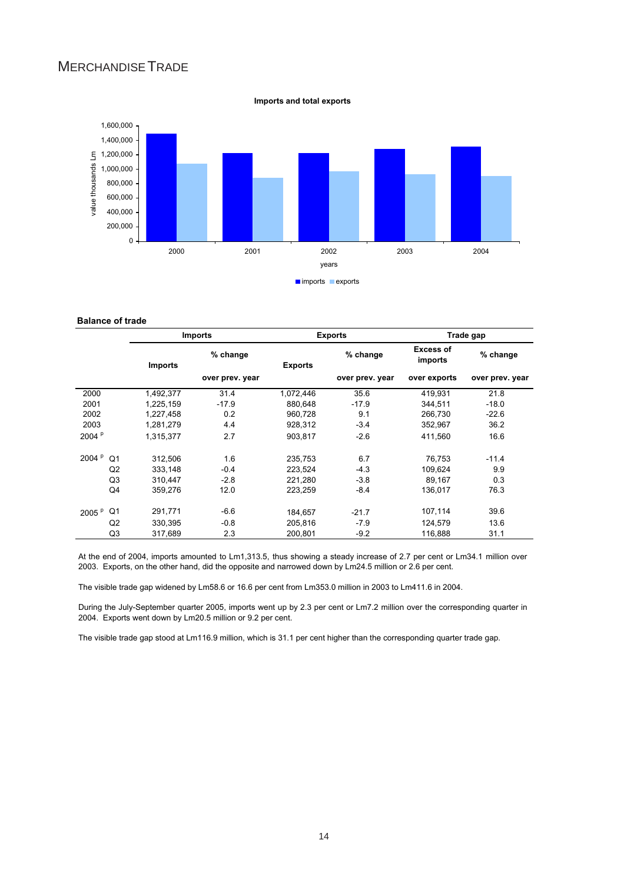# MERCHANDISE TRADE

**Imports and total exports**

**Balance of trade**

| | | Imports | | Exports | | Trade gap | |
|---|---|---|---|---|---|---|---|
| | | **Imports** | **% change over prev. year** | **Exports** | **% change over prev. year** | **Excess of imports over exports** | **% change over prev. year** |
| 2000 | | 1,492,377 | 31.4 | 1,072,446 | 35.6 | 419,931 | 21.8 |
| 2001 | | 1,225,159 | -17.9 | 880,648 | -17.9 | 344,511 | -18.0 |
| 2002 | | 1,227,458 | 0.2 | 960,728 | 9.1 | 266,730 | -22.6 |
| 2003 | | 1,281,279 | 4.4 | 928,312 | -3.4 | 352,967 | 36.2 |
| 2004 p | | 1,315,377 | 2.7 | 903,817 | -2.6 | 411,560 | 16.6 |
| 2004 p | Q1 | 312,506 | 1.6 | 235,753 | 6.7 | 76,753 | -11.4 |
| | Q2 | 333,148 | -0.4 | 223,524 | -4.3 | 109,624 | 9.9 |
| | Q3 | 310,447 | -2.8 | 221,280 | -3.8 | 89,167 | 0.3 |
| | Q4 | 359,276 | 12.0 | 223,259 | -8.4 | 136,017 | 76.3 |
| 2005 p | Q1 | 291,771 | -6.6 | 184,657 | -21.7 | 107,114 | 39.6 |
| | Q2 | 330,395 | -0.8 | 205,816 | -7.9 | 124,579 | 13.6 |
| | Q3 | 317,689 | 2.3 | 200,801 | -9.2 | 116,888 | 31.1 |

At the end of 2004, imports amounted to Lm1,313.5, thus showing a steady increase of 2.7 per cent or Lm34.1 million over 2003. Exports, on the other hand, did the opposite and narrowed down by Lm24.5 million or 2.6 per cent.

The visible trade gap widened by Lm58.6 or 16.6 per cent from Lm353.0 million in 2003 to Lm411.6 in 2004.

During the July-September quarter 2005, imports went up by 2.3 per cent or Lm7.2 million over the corresponding quarter in 2004. Exports went down by Lm20.5 million or 9.2 per cent.

The visible trade gap stood at Lm116.9 million, which is 31.1 per cent higher than the corresponding quarter trade gap.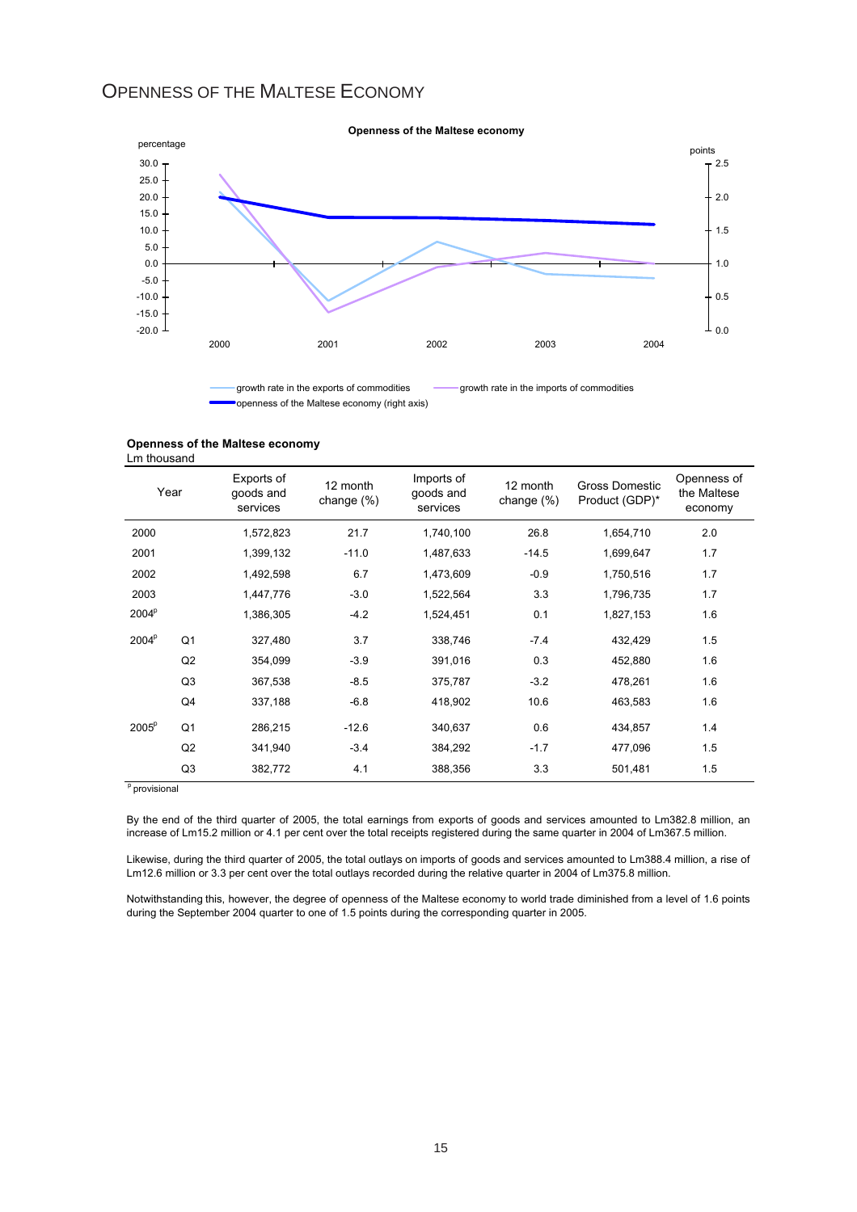# OPENNESS OF THE MALTESE ECONOMY

**Openness of the Maltese economy**

percentage

points

growth rate in the exports of commodities — growth rate in the imports of commodities — openness of the Maltese economy (right axis)

**Openness of the Maltese economy**
Lm thousand

| Year | | Exports of goods and services | 12 month change (%) | Imports of goods and services | 12 month change (%) | Gross Domestic Product (GDP)* | Openness of the Maltese economy |
|---|---|---|---|---|---|---|---|
| 2000 | | 1,572,823 | 21.7 | 1,740,100 | 26.8 | 1,654,710 | 2.0 |
| 2001 | | 1,399,132 | -11.0 | 1,487,633 | -14.5 | 1,699,647 | 1.7 |
| 2002 | | 1,492,598 | 6.7 | 1,473,609 | -0.9 | 1,750,516 | 1.7 |
| 2003 | | 1,447,776 | -3.0 | 1,522,564 | 3.3 | 1,796,735 | 1.7 |
| 2004[p] | | 1,386,305 | -4.2 | 1,524,451 | 0.1 | 1,827,153 | 1.6 |
| 2004[p] | Q1 | 327,480 | 3.7 | 338,746 | -7.4 | 432,429 | 1.5 |
| | Q2 | 354,099 | -3.9 | 391,016 | 0.3 | 452,880 | 1.6 |
| | Q3 | 367,538 | -8.5 | 375,787 | -3.2 | 478,261 | 1.6 |
| | Q4 | 337,188 | -6.8 | 418,902 | 10.6 | 463,583 | 1.6 |
| 2005[p] | Q1 | 286,215 | -12.6 | 340,637 | 0.6 | 434,857 | 1.4 |
| | Q2 | 341,940 | -3.4 | 384,292 | -1.7 | 477,096 | 1.5 |
| | Q3 | 382,772 | 4.1 | 388,356 | 3.3 | 501,481 | 1.5 |

[p] provisional

By the end of the third quarter of 2005, the total earnings from exports of goods and services amounted to Lm382.8 million, an increase of Lm15.2 million or 4.1 per cent over the total receipts registered during the same quarter in 2004 of Lm367.5 million.

Likewise, during the third quarter of 2005, the total outlays on imports of goods and services amounted to Lm388.4 million, a rise of Lm12.6 million or 3.3 per cent over the total outlays recorded during the relative quarter in 2004 of Lm375.8 million.

Notwithstanding this, however, the degree of openness of the Maltese economy to world trade diminished from a level of 1.6 points during the September 2004 quarter to one of 1.5 points during the corresponding quarter in 2005.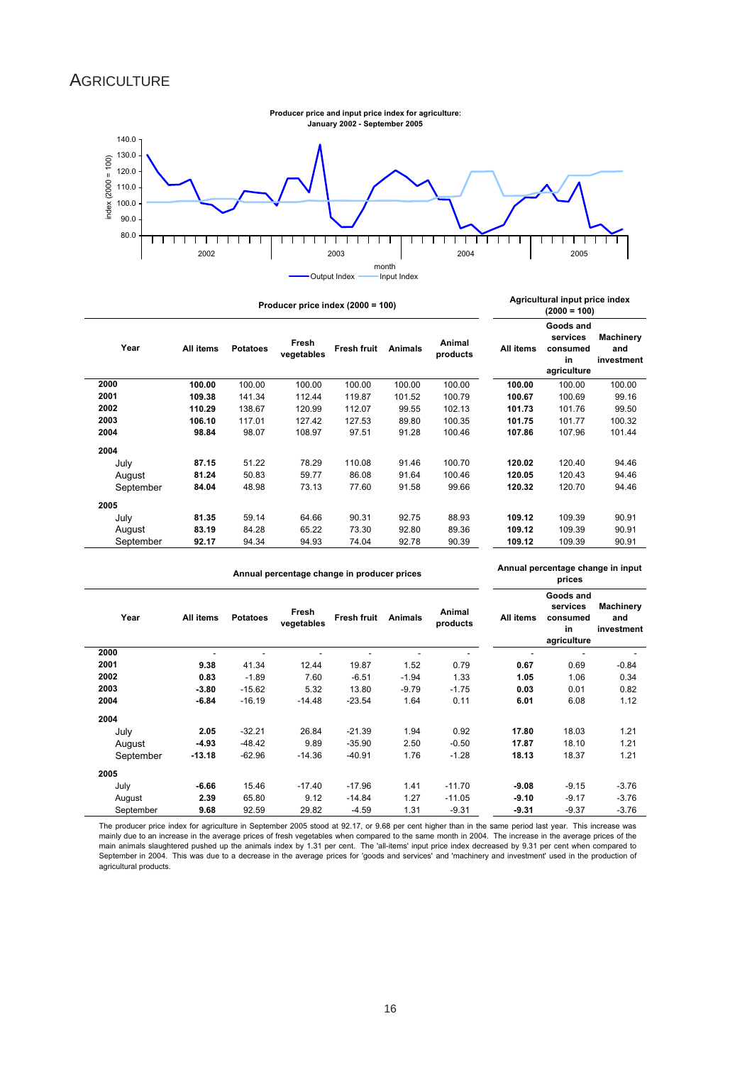# AGRICULTURE

**Producer price and input price index for agriculture: January 2002 - September 2005**

| Year | Producer price index (2000 = 100) | | | | | | Agricultural input price index (2000 = 100) | | |
|---|---|---|---|---|---|---|---|---|---|
| | All items | Potatoes | Fresh vegetables | Fresh fruit | Animals | Animal products | All items | Goods and services consumed in agriculture | Machinery and investment |
| **2000** | **100.00** | 100.00 | 100.00 | 100.00 | 100.00 | 100.00 | **100.00** | 100.00 | 100.00 |
| **2001** | **109.38** | 141.34 | 112.44 | 119.87 | 101.52 | 100.79 | **100.67** | 100.69 | 99.16 |
| **2002** | **110.29** | 138.67 | 120.99 | 112.07 | 99.55 | 102.13 | **101.73** | 101.76 | 99.50 |
| **2003** | **106.10** | 117.01 | 127.42 | 127.53 | 89.80 | 100.35 | **101.75** | 101.77 | 100.32 |
| **2004** | **98.84** | 98.07 | 108.97 | 97.51 | 91.28 | 100.46 | **107.86** | 107.96 | 101.44 |
| **2004** | | | | | | | | | |
| July | **87.15** | 51.22 | 78.29 | 110.08 | 91.46 | 100.70 | **120.02** | 120.40 | 94.46 |
| August | **81.24** | 50.83 | 59.77 | 86.08 | 91.64 | 100.46 | **120.05** | 120.43 | 94.46 |
| September | **84.04** | 48.98 | 73.13 | 77.60 | 91.58 | 99.66 | **120.32** | 120.70 | 94.46 |
| **2005** | | | | | | | | | |
| July | **81.35** | 59.14 | 64.66 | 90.31 | 92.75 | 88.93 | **109.12** | 109.39 | 90.91 |
| August | **83.19** | 84.28 | 65.22 | 73.30 | 92.80 | 89.36 | **109.12** | 109.39 | 90.91 |
| September | **92.17** | 94.34 | 94.93 | 74.04 | 92.78 | 90.39 | **109.12** | 109.39 | 90.91 |

| Year | Annual percentage change in producer prices | | | | | | Annual percentage change in input prices | | |
|---|---|---|---|---|---|---|---|---|---|
| | All items | Potatoes | Fresh vegetables | Fresh fruit | Animals | Animal products | All items | Goods and services consumed in agriculture | Machinery and investment |
| **2000** | - | - | - | - | - | - | - | - | - |
| **2001** | **9.38** | 41.34 | 12.44 | 19.87 | 1.52 | 0.79 | **0.67** | 0.69 | -0.84 |
| **2002** | **0.83** | -1.89 | 7.60 | -6.51 | -1.94 | 1.33 | **1.05** | 1.06 | 0.34 |
| **2003** | **-3.80** | -15.62 | 5.32 | 13.80 | -9.79 | -1.75 | **0.03** | 0.01 | 0.82 |
| **2004** | **-6.84** | -16.19 | -14.48 | -23.54 | 1.64 | 0.11 | **6.01** | 6.08 | 1.12 |
| **2004** | | | | | | | | | |
| July | **2.05** | -32.21 | 26.84 | -21.39 | 1.94 | 0.92 | **17.80** | 18.03 | 1.21 |
| August | **-4.93** | -48.42 | 9.89 | -35.90 | 2.50 | -0.50 | **17.87** | 18.10 | 1.21 |
| September | **-13.18** | -62.96 | -14.36 | -40.91 | 1.76 | -1.28 | **18.13** | 18.37 | 1.21 |
| **2005** | | | | | | | | | |
| July | **-6.66** | 15.46 | -17.40 | -17.96 | 1.41 | -11.70 | **-9.08** | -9.15 | -3.76 |
| August | **2.39** | 65.80 | 9.12 | -14.84 | 1.27 | -11.05 | **-9.10** | -9.17 | -3.76 |
| September | **9.68** | 92.59 | 29.82 | -4.59 | 1.31 | -9.31 | **-9.31** | -9.37 | -3.76 |

The producer price index for agriculture in September 2005 stood at 92.17, or 9.68 per cent higher than in the same period last year. This increase was mainly due to an increase in the average prices of fresh vegetables when compared to the same month in 2004. The increase in the average prices of the main animals slaughtered pushed up the animals index by 1.31 per cent. The 'all-items' input price index decreased by 9.31 per cent when compared to September in 2004. This was due to a decrease in the average prices for 'goods and services' and 'machinery and investment' used in the production of agricultural products.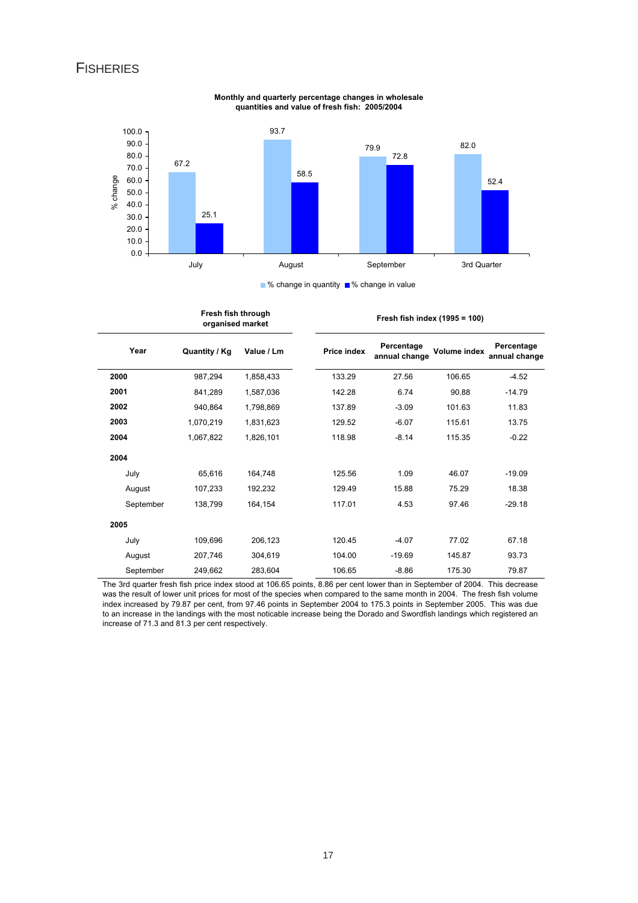# FISHERIES

**Monthly and quarterly percentage changes in wholesale quantities and value of fresh fish: 2005/2004**

| | % change in quantity | % change in value |
|---|---|---|
| July | 67.2 | 25.1 |
| August | 93.7 | 58.5 |
| September | 79.9 | 72.8 |
| 3rd Quarter | 82.0 | 52.4 |

| | Fresh fish through organised market | | Fresh fish index (1995 = 100) | | | |
|---|---|---|---|---|---|---|
| **Year** | **Quantity / Kg** | **Value / Lm** | **Price index** | **Percentage annual change** | **Volume index** | **Percentage annual change** |
| **2000** | 987,294 | 1,858,433 | 133.29 | 27.56 | 106.65 | -4.52 |
| **2001** | 841,289 | 1,587,036 | 142.28 | 6.74 | 90.88 | -14.79 |
| **2002** | 940,864 | 1,798,869 | 137.89 | -3.09 | 101.63 | 11.83 |
| **2003** | 1,070,219 | 1,831,623 | 129.52 | -6.07 | 115.61 | 13.75 |
| **2004** | 1,067,822 | 1,826,101 | 118.98 | -8.14 | 115.35 | -0.22 |
| **2004** | | | | | | |
| July | 65,616 | 164,748 | 125.56 | 1.09 | 46.07 | -19.09 |
| August | 107,233 | 192,232 | 129.49 | 15.88 | 75.29 | 18.38 |
| September | 138,799 | 164,154 | 117.01 | 4.53 | 97.46 | -29.18 |
| **2005** | | | | | | |
| July | 109,696 | 206,123 | 120.45 | -4.07 | 77.02 | 67.18 |
| August | 207,746 | 304,619 | 104.00 | -19.69 | 145.87 | 93.73 |
| September | 249,662 | 283,604 | 106.65 | -8.86 | 175.30 | 79.87 |

The 3rd quarter fresh fish price index stood at 106.65 points, 8.86 per cent lower than in September of 2004. This decrease was the result of lower unit prices for most of the species when compared to the same month in 2004. The fresh fish volume index increased by 79.87 per cent, from 97.46 points in September 2004 to 175.3 points in September 2005. This was due to an increase in the landings with the most noticable increase being the Dorado and Swordfish landings which registered an increase of 71.3 and 81.3 per cent respectively.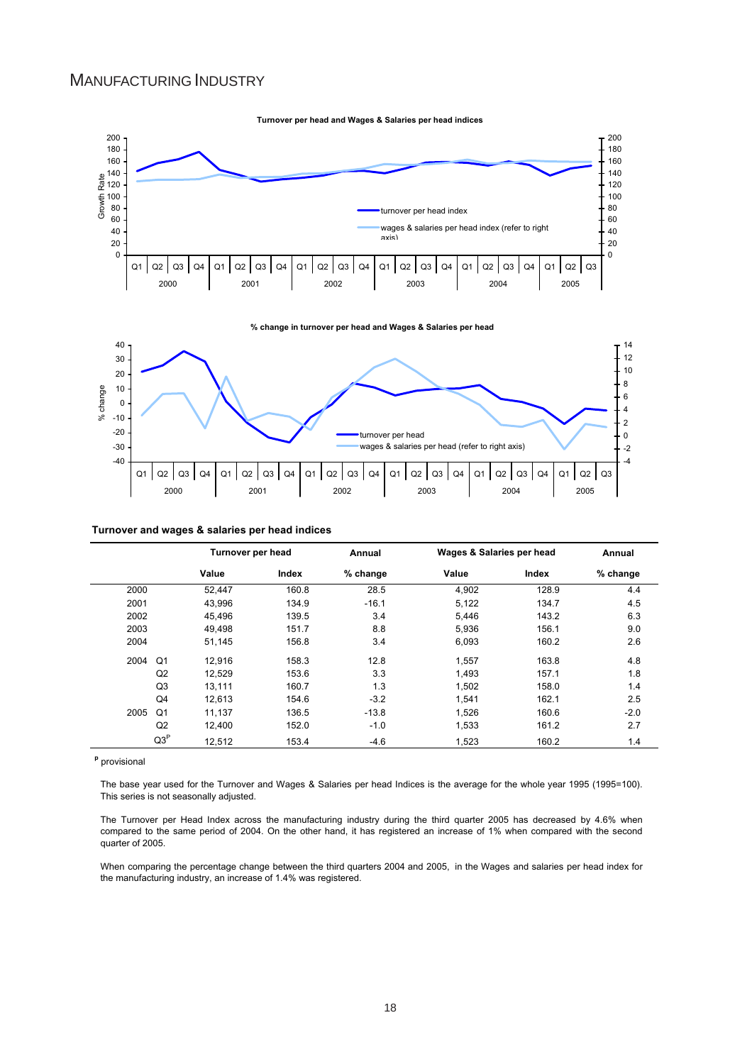# MANUFACTURING INDUSTRY

**Turnover per head and Wages & Salaries per head indices**

**% change in turnover per head and Wages & Salaries per head**

**Turnover and wages & salaries per head indices**

| | | Turnover per head | | Annual | Wages & Salaries per head | | Annual |
|---|---|---|---|---|---|---|---|
| | | Value | Index | % change | Value | Index | % change |
| 2000 | | 52,447 | 160.8 | 28.5 | 4,902 | 128.9 | 4.4 |
| 2001 | | 43,996 | 134.9 | -16.1 | 5,122 | 134.7 | 4.5 |
| 2002 | | 45,496 | 139.5 | 3.4 | 5,446 | 143.2 | 6.3 |
| 2003 | | 49,498 | 151.7 | 8.8 | 5,936 | 156.1 | 9.0 |
| 2004 | | 51,145 | 156.8 | 3.4 | 6,093 | 160.2 | 2.6 |
| 2004 | Q1 | 12,916 | 158.3 | 12.8 | 1,557 | 163.8 | 4.8 |
| | Q2 | 12,529 | 153.6 | 3.3 | 1,493 | 157.1 | 1.8 |
| | Q3 | 13,111 | 160.7 | 1.3 | 1,502 | 158.0 | 1.4 |
| | Q4 | 12,613 | 154.6 | -3.2 | 1,541 | 162.1 | 2.5 |
| 2005 | Q1 | 11,137 | 136.5 | -13.8 | 1,526 | 160.6 | -2.0 |
| | Q2 | 12,400 | 152.0 | -1.0 | 1,533 | 161.2 | 2.7 |
| | Q3[P] | 12,512 | 153.4 | -4.6 | 1,523 | 160.2 | 1.4 |

[P] provisional

The base year used for the Turnover and Wages & Salaries per head Indices is the average for the whole year 1995 (1995=100). This series is not seasonally adjusted.

The Turnover per Head Index across the manufacturing industry during the third quarter 2005 has decreased by 4.6% when compared to the same period of 2004. On the other hand, it has registered an increase of 1% when compared with the second quarter of 2005.

When comparing the percentage change between the third quarters 2004 and 2005, in the Wages and salaries per head index for the manufacturing industry, an increase of 1.4% was registered.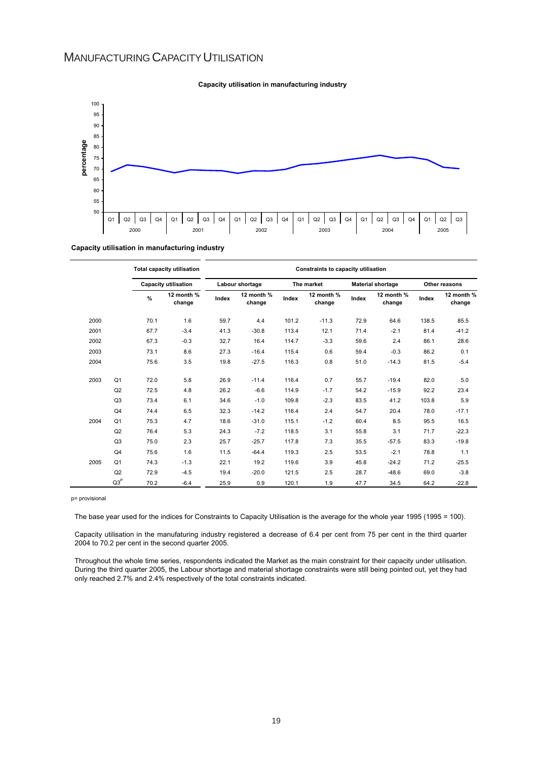# Manufacturing Capacity Utilisation

**Capacity utilisation in manufacturing industry**

**Capacity utilisation in manufacturing industry**

| | | Total capacity utilisation | | Constraints to capacity utilisation | | | | | | | |
|---|---|---|---|---|---|---|---|---|---|---|---|
| | | Capacity utilisation | | Labour shortage | | The market | | Material shortage | | Other reasons | |
| | | % | 12 month % change | Index | 12 month % change | Index | 12 month % change | Index | 12 month % change | Index | 12 month % change |
| 2000 | | 70.1 | 1.6 | 59.7 | 4.4 | 101.2 | -11.3 | 72.9 | 64.6 | 138.5 | 85.5 |
| 2001 | | 67.7 | -3.4 | 41.3 | -30.8 | 113.4 | 12.1 | 71.4 | -2.1 | 81.4 | -41.2 |
| 2002 | | 67.3 | -0.3 | 32.7 | 16.4 | 114.7 | -3.3 | 59.6 | 2.4 | 86.1 | 28.6 |
| 2003 | | 73.1 | 8.6 | 27.3 | -16.4 | 115.4 | 0.6 | 59.4 | -0.3 | 86.2 | 0.1 |
| 2004 | | 75.6 | 3.5 | 19.8 | -27.5 | 116.3 | 0.8 | 51.0 | -14.3 | 81.5 | -5.4 |
| 2003 | Q1 | 72.0 | 5.8 | 26.9 | -11.4 | 116.4 | 0.7 | 55.7 | -19.4 | 82.0 | 5.0 |
| | Q2 | 72.5 | 4.8 | 26.2 | -6.6 | 114.9 | -1.7 | 54.2 | -15.9 | 92.2 | 23.4 |
| | Q3 | 73.4 | 6.1 | 34.6 | -1.0 | 109.8 | -2.3 | 83.5 | 41.2 | 103.8 | 5.9 |
| | Q4 | 74.4 | 6.5 | 32.3 | -14.2 | 116.4 | 2.4 | 54.7 | 20.4 | 78.0 | -17.1 |
| 2004 | Q1 | 75.3 | 4.7 | 18.6 | -31.0 | 115.1 | -1.2 | 60.4 | 8.5 | 95.5 | 16.5 |
| | Q2 | 76.4 | 5.3 | 24.3 | -7.2 | 118.5 | 3.1 | 55.8 | 3.1 | 71.7 | -22.3 |
| | Q3 | 75.0 | 2.3 | 25.7 | -25.7 | 117.8 | 7.3 | 35.5 | -57.5 | 83.3 | -19.8 |
| | Q4 | 75.6 | 1.6 | 11.5 | -64.4 | 119.3 | 2.5 | 53.5 | -2.1 | 78.8 | 1.1 |
| 2005 | Q1 | 74.3 | -1.3 | 22.1 | 19.2 | 119.6 | 3.9 | 45.8 | -24.2 | 71.2 | -25.5 |
| | Q2 | 72.9 | -4.5 | 19.4 | -20.0 | 121.5 | 2.5 | 28.7 | -48.6 | 69.0 | -3.8 |
| | Q3[p] | 70.2 | -6.4 | 25.9 | 0.9 | 120.1 | 1.9 | 47.7 | 34.5 | 64.2 | -22.8 |

p= provisional

The base year used for the indices for Constraints to Capacity Utilisation is the average for the whole year 1995 (1995 = 100).

Capacity utilisation in the manufaturing industry registered a decrease of 6.4 per cent from 75 per cent in the third quarter 2004 to 70.2 per cent in the second quarter 2005.

Throughout the whole time series, respondents indicated the Market as the main constraint for their capacity under utilisation. During the third quarter 2005, the Labour shortage and material shortage constraints were still being pointed out, yet they had only reached 2.7% and 2.4% respectively of the total constraints indicated.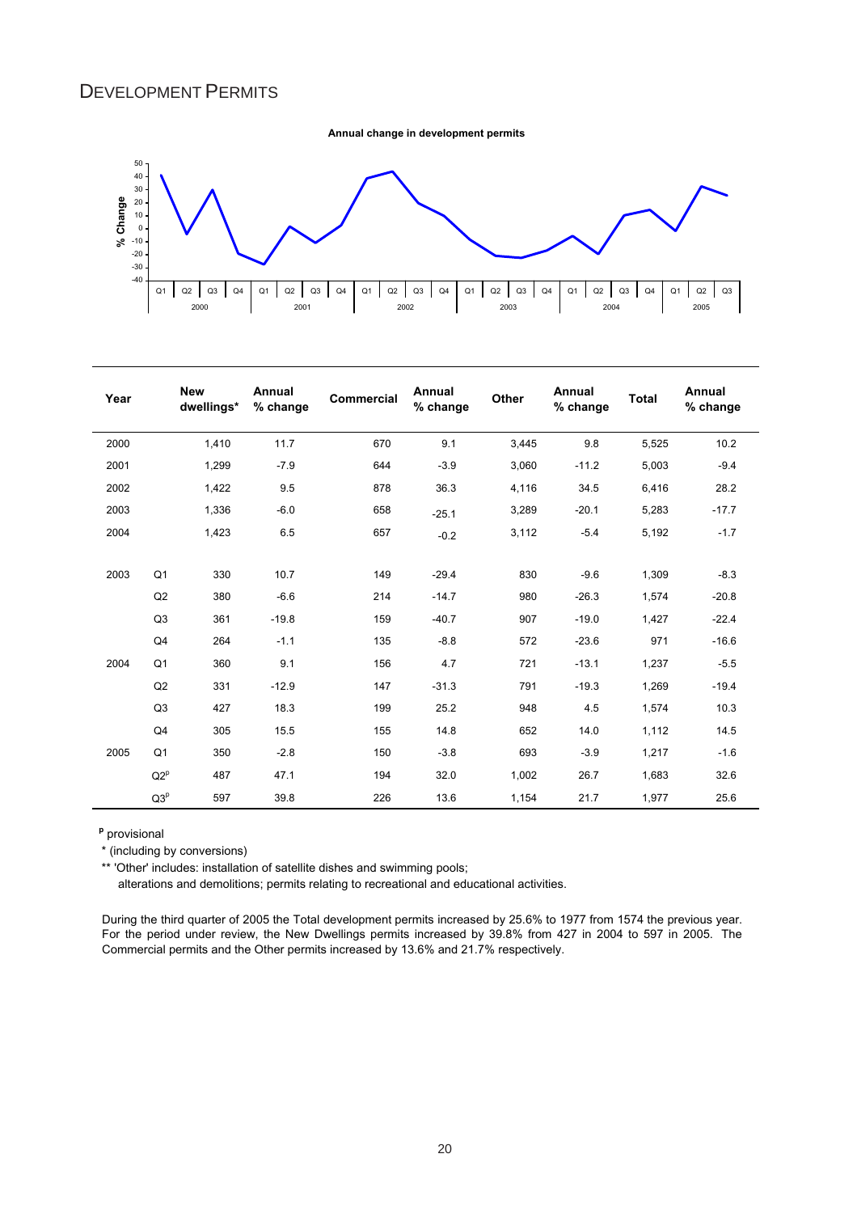# DEVELOPMENT PERMITS

**Annual change in development permits**

| Year | | New dwellings* | Annual % change | Commercial | Annual % change | Other | Annual % change | Total | Annual % change |
|---|---|---|---|---|---|---|---|---|---|
| 2000 | | 1,410 | 11.7 | 670 | 9.1 | 3,445 | 9.8 | 5,525 | 10.2 |
| 2001 | | 1,299 | -7.9 | 644 | -3.9 | 3,060 | -11.2 | 5,003 | -9.4 |
| 2002 | | 1,422 | 9.5 | 878 | 36.3 | 4,116 | 34.5 | 6,416 | 28.2 |
| 2003 | | 1,336 | -6.0 | 658 | -25.1 | 3,289 | -20.1 | 5,283 | -17.7 |
| 2004 | | 1,423 | 6.5 | 657 | -0.2 | 3,112 | -5.4 | 5,192 | -1.7 |
| | | | | | | | | | |
| 2003 | Q1 | 330 | 10.7 | 149 | -29.4 | 830 | -9.6 | 1,309 | -8.3 |
| | Q2 | 380 | -6.6 | 214 | -14.7 | 980 | -26.3 | 1,574 | -20.8 |
| | Q3 | 361 | -19.8 | 159 | -40.7 | 907 | -19.0 | 1,427 | -22.4 |
| | Q4 | 264 | -1.1 | 135 | -8.8 | 572 | -23.6 | 971 | -16.6 |
| 2004 | Q1 | 360 | 9.1 | 156 | 4.7 | 721 | -13.1 | 1,237 | -5.5 |
| | Q2 | 331 | -12.9 | 147 | -31.3 | 791 | -19.3 | 1,269 | -19.4 |
| | Q3 | 427 | 18.3 | 199 | 25.2 | 948 | 4.5 | 1,574 | 10.3 |
| | Q4 | 305 | 15.5 | 155 | 14.8 | 652 | 14.0 | 1,112 | 14.5 |
| 2005 | Q1 | 350 | -2.8 | 150 | -3.8 | 693 | -3.9 | 1,217 | -1.6 |
| | Q2[p] | 487 | 47.1 | 194 | 32.0 | 1,002 | 26.7 | 1,683 | 32.6 |
| | Q3[p] | 597 | 39.8 | 226 | 13.6 | 1,154 | 21.7 | 1,977 | 25.6 |

[p] provisional

* (including by conversions)

** 'Other' includes: installation of satellite dishes and swimming pools;
alterations and demolitions; permits relating to recreational and educational activities.

During the third quarter of 2005 the Total development permits increased by 25.6% to 1977 from 1574 the previous year. For the period under review, the New Dwellings permits increased by 39.8% from 427 in 2004 to 597 in 2005. The Commercial permits and the Other permits increased by 13.6% and 21.7% respectively.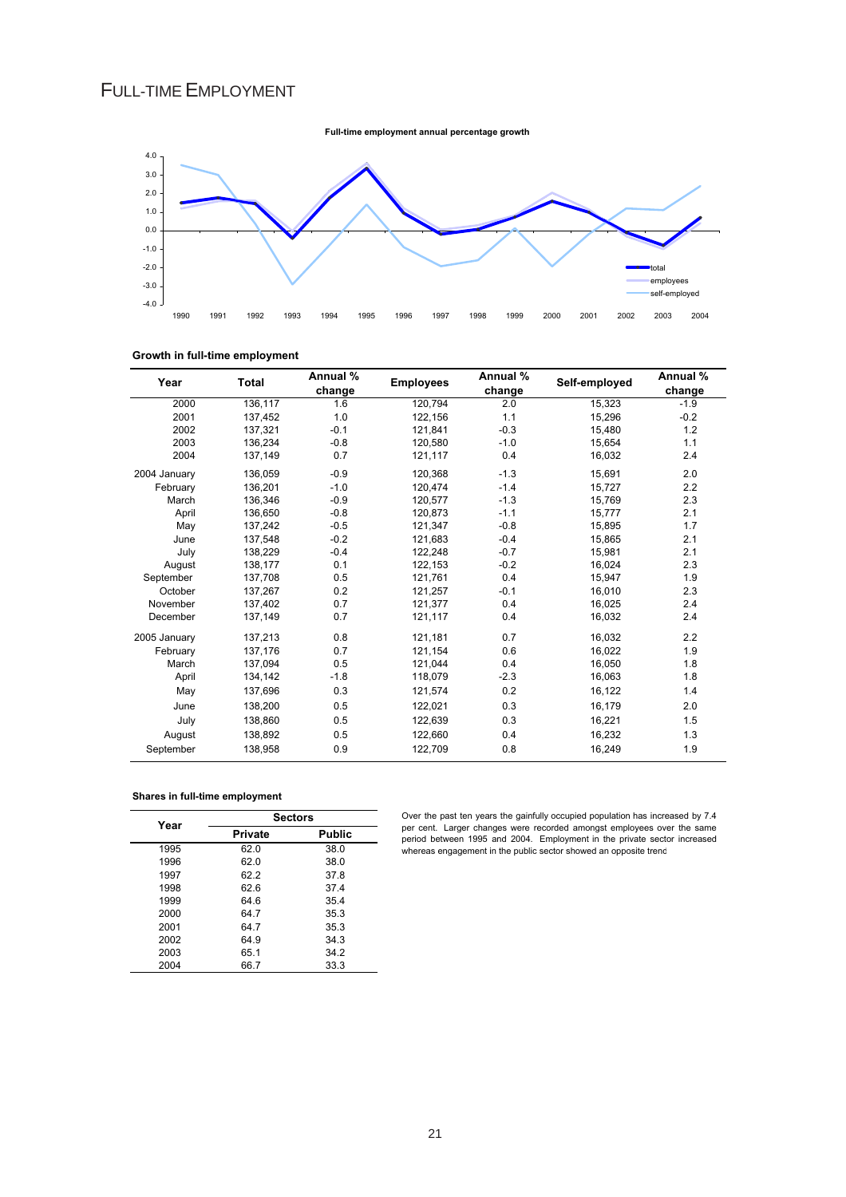# FULL-TIME EMPLOYMENT

**Full-time employment annual percentage growth**

**Growth in full-time employment**

| Year | Total | Annual % change | Employees | Annual % change | Self-employed | Annual % change |
|---|---|---|---|---|---|---|
| 2000 | 136,117 | 1.6 | 120,794 | 2.0 | 15,323 | -1.9 |
| 2001 | 137,452 | 1.0 | 122,156 | 1.1 | 15,296 | -0.2 |
| 2002 | 137,321 | -0.1 | 121,841 | -0.3 | 15,480 | 1.2 |
| 2003 | 136,234 | -0.8 | 120,580 | -1.0 | 15,654 | 1.1 |
| 2004 | 137,149 | 0.7 | 121,117 | 0.4 | 16,032 | 2.4 |
| 2004 January | 136,059 | -0.9 | 120,368 | -1.3 | 15,691 | 2.0 |
| February | 136,201 | -1.0 | 120,474 | -1.4 | 15,727 | 2.2 |
| March | 136,346 | -0.9 | 120,577 | -1.3 | 15,769 | 2.3 |
| April | 136,650 | -0.8 | 120,873 | -1.1 | 15,777 | 2.1 |
| May | 137,242 | -0.5 | 121,347 | -0.8 | 15,895 | 1.7 |
| June | 137,548 | -0.2 | 121,683 | -0.4 | 15,865 | 2.1 |
| July | 138,229 | -0.4 | 122,248 | -0.7 | 15,981 | 2.1 |
| August | 138,177 | 0.1 | 122,153 | -0.2 | 16,024 | 2.3 |
| September | 137,708 | 0.5 | 121,761 | 0.4 | 15,947 | 1.9 |
| October | 137,267 | 0.2 | 121,257 | -0.1 | 16,010 | 2.3 |
| November | 137,402 | 0.7 | 121,377 | 0.4 | 16,025 | 2.4 |
| December | 137,149 | 0.7 | 121,117 | 0.4 | 16,032 | 2.4 |
| 2005 January | 137,213 | 0.8 | 121,181 | 0.7 | 16,032 | 2.2 |
| February | 137,176 | 0.7 | 121,154 | 0.6 | 16,022 | 1.9 |
| March | 137,094 | 0.5 | 121,044 | 0.4 | 16,050 | 1.8 |
| April | 134,142 | -1.8 | 118,079 | -2.3 | 16,063 | 1.8 |
| May | 137,696 | 0.3 | 121,574 | 0.2 | 16,122 | 1.4 |
| June | 138,200 | 0.5 | 122,021 | 0.3 | 16,179 | 2.0 |
| July | 138,860 | 0.5 | 122,639 | 0.3 | 16,221 | 1.5 |
| August | 138,892 | 0.5 | 122,660 | 0.4 | 16,232 | 1.3 |
| September | 138,958 | 0.9 | 122,709 | 0.8 | 16,249 | 1.9 |

**Shares in full-time employment**

| Year | Sectors | |
|---|---|---|
| | Private | Public |
| 1995 | 62.0 | 38.0 |
| 1996 | 62.0 | 38.0 |
| 1997 | 62.2 | 37.8 |
| 1998 | 62.6 | 37.4 |
| 1999 | 64.6 | 35.4 |
| 2000 | 64.7 | 35.3 |
| 2001 | 64.7 | 35.3 |
| 2002 | 64.9 | 34.3 |
| 2003 | 65.1 | 34.2 |
| 2004 | 66.7 | 33.3 |

Over the past ten years the gainfully occupied population has increased by 7.4 per cent. Larger changes were recorded amongst employees over the same period between 1995 and 2004. Employment in the private sector increased whereas engagement in the public sector showed an opposite trend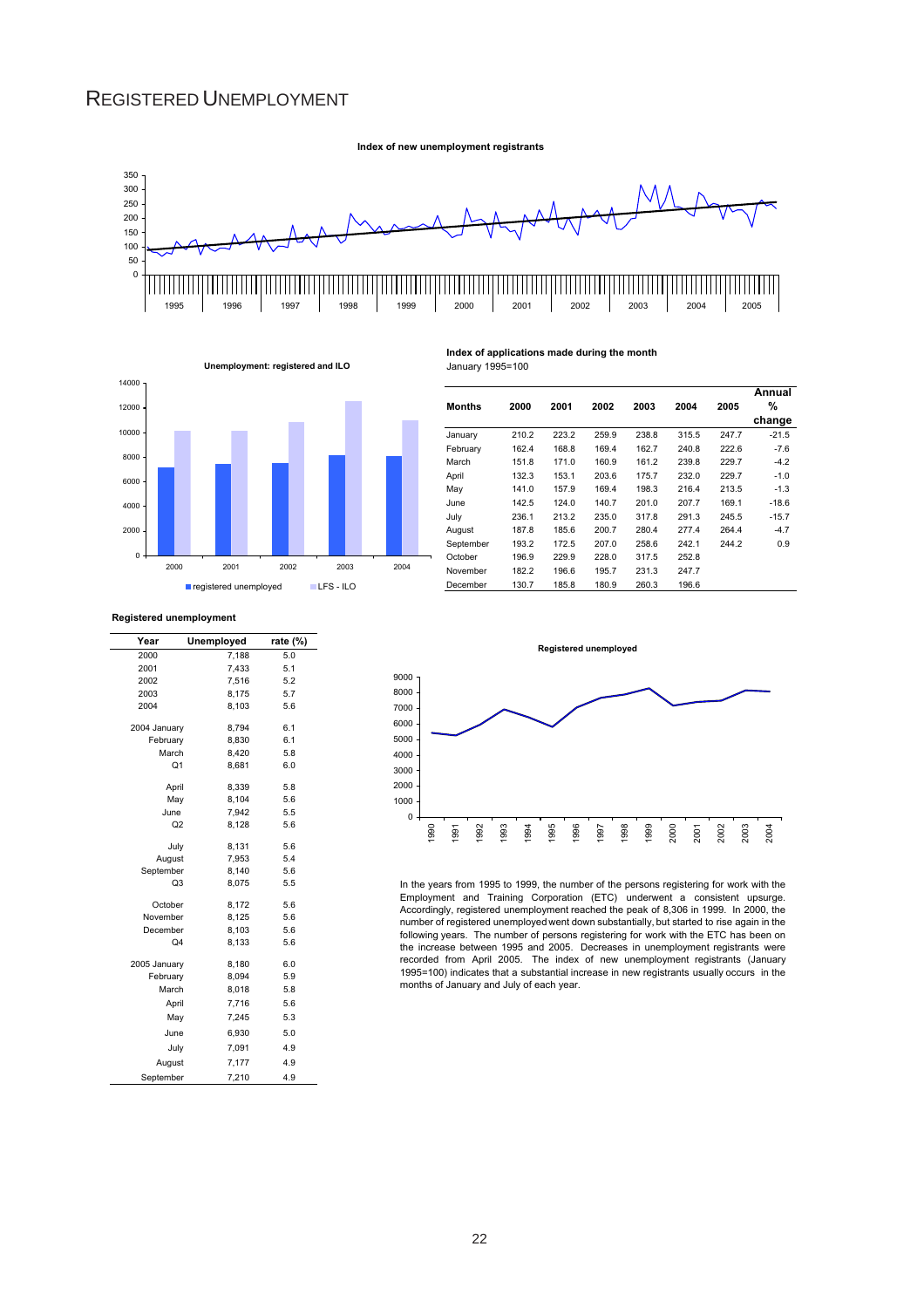# Registered Unemployment

**Index of new unemployment registrants**

**Unemployment: registered and ILO**

**Index of applications made during the month**
January 1995=100

| Months | 2000 | 2001 | 2002 | 2003 | 2004 | 2005 | Annual % change |
|---|---|---|---|---|---|---|---|
| January | 210.2 | 223.2 | 259.9 | 238.8 | 315.5 | 247.7 | -21.5 |
| February | 162.4 | 168.8 | 169.4 | 162.7 | 240.8 | 222.6 | -7.6 |
| March | 151.8 | 171.0 | 160.9 | 161.2 | 239.8 | 229.7 | -4.2 |
| April | 132.3 | 153.1 | 203.6 | 175.7 | 232.0 | 229.7 | -1.0 |
| May | 141.0 | 157.9 | 169.4 | 198.3 | 216.4 | 213.5 | -1.3 |
| June | 142.5 | 124.0 | 140.7 | 201.0 | 207.7 | 169.1 | -18.6 |
| July | 236.1 | 213.2 | 235.0 | 317.8 | 291.3 | 245.5 | -15.7 |
| August | 187.8 | 185.6 | 200.7 | 280.4 | 277.4 | 264.4 | -4.7 |
| September | 193.2 | 172.5 | 207.0 | 258.6 | 242.1 | 244.2 | 0.9 |
| October | 196.9 | 229.9 | 228.0 | 317.5 | 252.8 | | |
| November | 182.2 | 196.6 | 195.7 | 231.3 | 247.7 | | |
| December | 130.7 | 185.8 | 180.9 | 260.3 | 196.6 | | |

**Registered unemployment**

| Year | Unemployed | rate (%) |
|---|---|---|
| 2000 | 7,188 | 5.0 |
| 2001 | 7,433 | 5.1 |
| 2002 | 7,516 | 5.2 |
| 2003 | 8,175 | 5.7 |
| 2004 | 8,103 | 5.6 |
| 2004 January | 8,794 | 6.1 |
| February | 8,830 | 6.1 |
| March | 8,420 | 5.8 |
| Q1 | 8,681 | 6.0 |
| April | 8,339 | 5.8 |
| May | 8,104 | 5.6 |
| June | 7,942 | 5.5 |
| Q2 | 8,128 | 5.6 |
| July | 8,131 | 5.6 |
| August | 7,953 | 5.4 |
| September | 8,140 | 5.6 |
| Q3 | 8,075 | 5.5 |
| October | 8,172 | 5.6 |
| November | 8,125 | 5.6 |
| December | 8,103 | 5.6 |
| Q4 | 8,133 | 5.6 |
| 2005 January | 8,180 | 6.0 |
| February | 8,094 | 5.9 |
| March | 8,018 | 5.8 |
| April | 7,716 | 5.6 |
| May | 7,245 | 5.3 |
| June | 6,930 | 5.0 |
| July | 7,091 | 4.9 |
| August | 7,177 | 4.9 |
| September | 7,210 | 4.9 |

**Registered unemployed**

In the years from 1995 to 1999, the number of the persons registering for work with the Employment and Training Corporation (ETC) underwent a consistent upsurge. Accordingly, registered unemployment reached the peak of 8,306 in 1999. In 2000, the number of registered unemployed went down substantially, but started to rise again in the following years. The number of persons registering for work with the ETC has been on the increase between 1995 and 2005. Decreases in unemployment registrants were recorded from April 2005. The index of new unemployment registrants (January 1995=100) indicates that a substantial increase in new registrants usually occurs in the months of January and July of each year.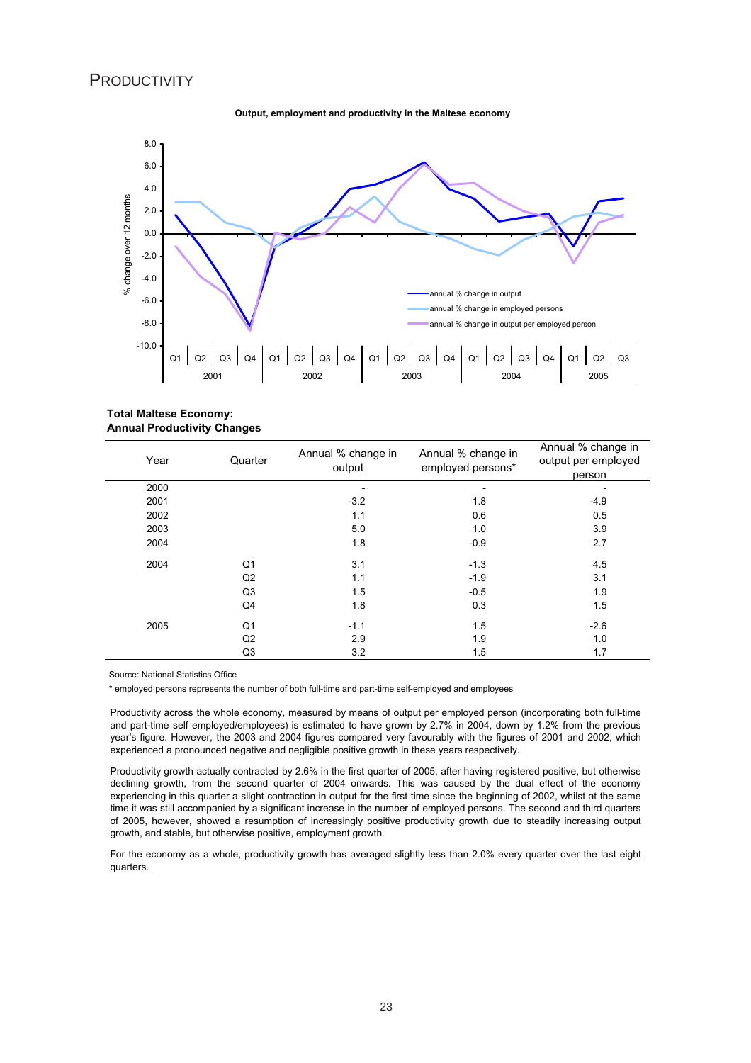# PRODUCTIVITY

**Output, employment and productivity in the Maltese economy**

**Total Maltese Economy:**
**Annual Productivity Changes**

| Year | Quarter | Annual % change in output | Annual % change in employed persons* | Annual % change in output per employed person |
|---|---|---|---|---|
| 2000 | | - | - | - |
| 2001 | | -3.2 | 1.8 | -4.9 |
| 2002 | | 1.1 | 0.6 | 0.5 |
| 2003 | | 5.0 | 1.0 | 3.9 |
| 2004 | | 1.8 | -0.9 | 2.7 |
| 2004 | Q1 | 3.1 | -1.3 | 4.5 |
| | Q2 | 1.1 | -1.9 | 3.1 |
| | Q3 | 1.5 | -0.5 | 1.9 |
| | Q4 | 1.8 | 0.3 | 1.5 |
| 2005 | Q1 | -1.1 | 1.5 | -2.6 |
| | Q2 | 2.9 | 1.9 | 1.0 |
| | Q3 | 3.2 | 1.5 | 1.7 |

Source: National Statistics Office

\* employed persons represents the number of both full-time and part-time self-employed and employees

Productivity across the whole economy, measured by means of output per employed person (incorporating both full-time and part-time self employed/employees) is estimated to have grown by 2.7% in 2004, down by 1.2% from the previous year's figure. However, the 2003 and 2004 figures compared very favourably with the figures of 2001 and 2002, which experienced a pronounced negative and negligible positive growth in these years respectively.

Productivity growth actually contracted by 2.6% in the first quarter of 2005, after having registered positive, but otherwise declining growth, from the second quarter of 2004 onwards. This was caused by the dual effect of the economy experiencing in this quarter a slight contraction in output for the first time since the beginning of 2002, whilst at the same time it was still accompanied by a significant increase in the number of employed persons. The second and third quarters of 2005, however, showed a resumption of increasingly positive productivity growth due to steadily increasing output growth, and stable, but otherwise positive, employment growth.

For the economy as a whole, productivity growth has averaged slightly less than 2.0% every quarter over the last eight quarters.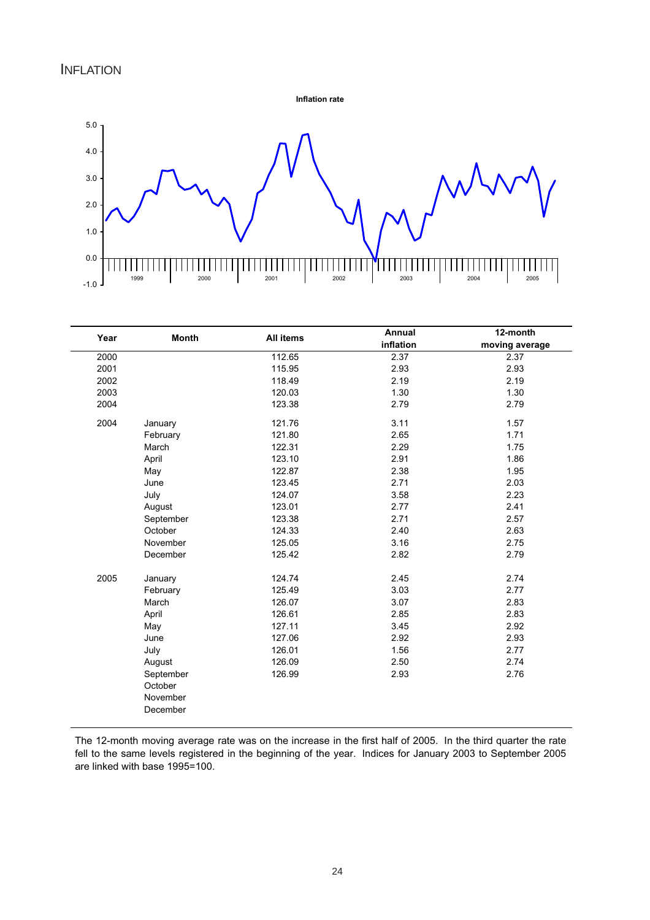## INFLATION

**Inflation rate**

| Year | Month | All items | Annual inflation | 12-month moving average |
|---|---|---|---|---|
| 2000 | | 112.65 | 2.37 | 2.37 |
| 2001 | | 115.95 | 2.93 | 2.93 |
| 2002 | | 118.49 | 2.19 | 2.19 |
| 2003 | | 120.03 | 1.30 | 1.30 |
| 2004 | | 123.38 | 2.79 | 2.79 |
| 2004 | January | 121.76 | 3.11 | 1.57 |
| | February | 121.80 | 2.65 | 1.71 |
| | March | 122.31 | 2.29 | 1.75 |
| | April | 123.10 | 2.91 | 1.86 |
| | May | 122.87 | 2.38 | 1.95 |
| | June | 123.45 | 2.71 | 2.03 |
| | July | 124.07 | 3.58 | 2.23 |
| | August | 123.01 | 2.77 | 2.41 |
| | September | 123.38 | 2.71 | 2.57 |
| | October | 124.33 | 2.40 | 2.63 |
| | November | 125.05 | 3.16 | 2.75 |
| | December | 125.42 | 2.82 | 2.79 |
| 2005 | January | 124.74 | 2.45 | 2.74 |
| | February | 125.49 | 3.03 | 2.77 |
| | March | 126.07 | 3.07 | 2.83 |
| | April | 126.61 | 2.85 | 2.83 |
| | May | 127.11 | 3.45 | 2.92 |
| | June | 127.06 | 2.92 | 2.93 |
| | July | 126.01 | 1.56 | 2.77 |
| | August | 126.09 | 2.50 | 2.74 |
| | September | 126.99 | 2.93 | 2.76 |
| | October | | | |
| | November | | | |
| | December | | | |

The 12-month moving average rate was on the increase in the first half of 2005. In the third quarter the rate fell to the same levels registered in the beginning of the year. Indices for January 2003 to September 2005 are linked with base 1995=100.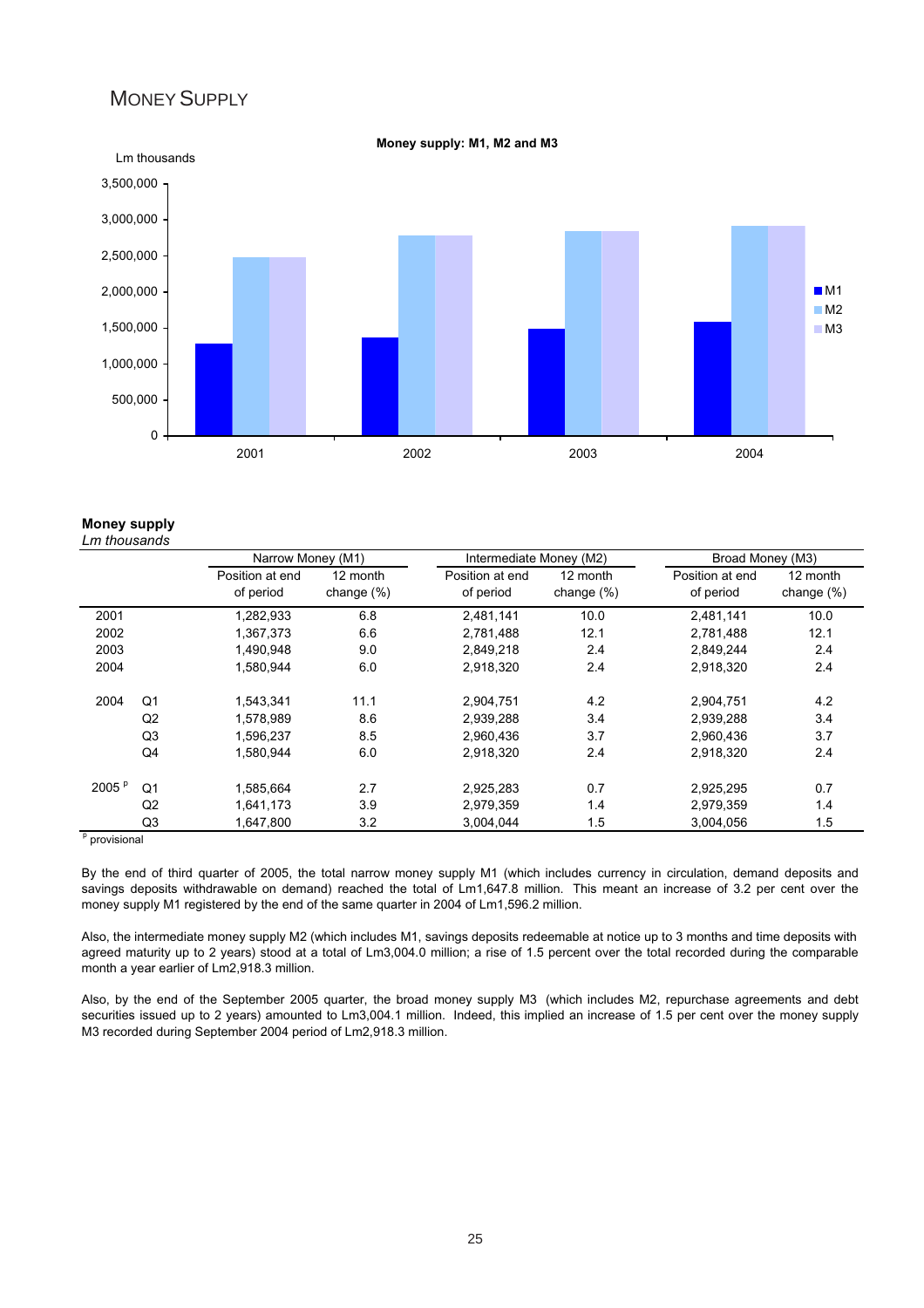# MONEY SUPPLY

**Money supply: M1, M2 and M3**

**Money supply**
*Lm thousands*

| | | Narrow Money (M1) | | Intermediate Money (M2) | | Broad Money (M3) | |
|---|---|---|---|---|---|---|---|
| | | Position at end of period | 12 month change (%) | Position at end of period | 12 month change (%) | Position at end of period | 12 month change (%) |
| 2001 | | 1,282,933 | 6.8 | 2,481,141 | 10.0 | 2,481,141 | 10.0 |
| 2002 | | 1,367,373 | 6.6 | 2,781,488 | 12.1 | 2,781,488 | 12.1 |
| 2003 | | 1,490,948 | 9.0 | 2,849,218 | 2.4 | 2,849,244 | 2.4 |
| 2004 | | 1,580,944 | 6.0 | 2,918,320 | 2.4 | 2,918,320 | 2.4 |
| 2004 | Q1 | 1,543,341 | 11.1 | 2,904,751 | 4.2 | 2,904,751 | 4.2 |
| | Q2 | 1,578,989 | 8.6 | 2,939,288 | 3.4 | 2,939,288 | 3.4 |
| | Q3 | 1,596,237 | 8.5 | 2,960,436 | 3.7 | 2,960,436 | 3.7 |
| | Q4 | 1,580,944 | 6.0 | 2,918,320 | 2.4 | 2,918,320 | 2.4 |
| 2005 [p] | Q1 | 1,585,664 | 2.7 | 2,925,283 | 0.7 | 2,925,295 | 0.7 |
| | Q2 | 1,641,173 | 3.9 | 2,979,359 | 1.4 | 2,979,359 | 1.4 |
| | Q3 | 1,647,800 | 3.2 | 3,004,044 | 1.5 | 3,004,056 | 1.5 |

[p] provisional

By the end of third quarter of 2005, the total narrow money supply M1 (which includes currency in circulation, demand deposits and savings deposits withdrawable on demand) reached the total of Lm1,647.8 million. This meant an increase of 3.2 per cent over the money supply M1 registered by the end of the same quarter in 2004 of Lm1,596.2 million.

Also, the intermediate money supply M2 (which includes M1, savings deposits redeemable at notice up to 3 months and time deposits with agreed maturity up to 2 years) stood at a total of Lm3,004.0 million; a rise of 1.5 percent over the total recorded during the comparable month a year earlier of Lm2,918.3 million.

Also, by the end of the September 2005 quarter, the broad money supply M3 (which includes M2, repurchase agreements and debt securities issued up to 2 years) amounted to Lm3,004.1 million. Indeed, this implied an increase of 1.5 per cent over the money supply M3 recorded during September 2004 period of Lm2,918.3 million.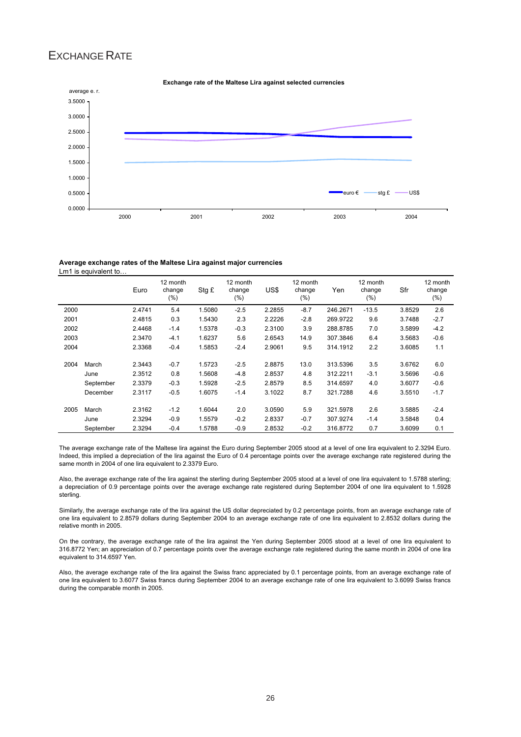# EXCHANGE RATE

**Exchange rate of the Maltese Lira against selected currencies**

**Average exchange rates of the Maltese Lira against major currencies**

Lm1 is equivalent to…

| | | Euro | 12 month change (%) | Stg £ | 12 month change (%) | US$ | 12 month change (%) | Yen | 12 month change (%) | Sfr | 12 month change (%) |
|---|---|---|---|---|---|---|---|---|---|---|---|
| 2000 | | 2.4741 | 5.4 | 1.5080 | -2.5 | 2.2855 | -8.7 | 246.2671 | -13.5 | 3.8529 | 2.6 |
| 2001 | | 2.4815 | 0.3 | 1.5430 | 2.3 | 2.2226 | -2.8 | 269.9722 | 9.6 | 3.7488 | -2.7 |
| 2002 | | 2.4468 | -1.4 | 1.5378 | -0.3 | 2.3100 | 3.9 | 288.8785 | 7.0 | 3.5899 | -4.2 |
| 2003 | | 2.3470 | -4.1 | 1.6237 | 5.6 | 2.6543 | 14.9 | 307.3846 | 6.4 | 3.5683 | -0.6 |
| 2004 | | 2.3368 | -0.4 | 1.5853 | -2.4 | 2.9061 | 9.5 | 314.1912 | 2.2 | 3.6085 | 1.1 |
| 2004 | March | 2.3443 | -0.7 | 1.5723 | -2.5 | 2.8875 | 13.0 | 313.5396 | 3.5 | 3.6762 | 6.0 |
| | June | 2.3512 | 0.8 | 1.5608 | -4.8 | 2.8537 | 4.8 | 312.2211 | -3.1 | 3.5696 | -0.6 |
| | September | 2.3379 | -0.3 | 1.5928 | -2.5 | 2.8579 | 8.5 | 314.6597 | 4.0 | 3.6077 | -0.6 |
| | December | 2.3117 | -0.5 | 1.6075 | -1.4 | 3.1022 | 8.7 | 321.7288 | 4.6 | 3.5510 | -1.7 |
| 2005 | March | 2.3162 | -1.2 | 1.6044 | 2.0 | 3.0590 | 5.9 | 321.5978 | 2.6 | 3.5885 | -2.4 |
| | June | 2.3294 | -0.9 | 1.5579 | -0.2 | 2.8337 | -0.7 | 307.9274 | -1.4 | 3.5848 | 0.4 |
| | September | 2.3294 | -0.4 | 1.5788 | -0.9 | 2.8532 | -0.2 | 316.8772 | 0.7 | 3.6099 | 0.1 |

The average exchange rate of the Maltese lira against the Euro during September 2005 stood at a level of one lira equivalent to 2.3294 Euro. Indeed, this implied a depreciation of the lira against the Euro of 0.4 percentage points over the average exchange rate registered during the same month in 2004 of one lira equivalent to 2.3379 Euro.

Also, the average exchange rate of the lira against the sterling during September 2005 stood at a level of one lira equivalent to 1.5788 sterling; a depreciation of 0.9 percentage points over the average exchange rate registered during September 2004 of one lira equivalent to 1.5928 sterling.

Similarly, the average exchange rate of the lira against the US dollar depreciated by 0.2 percentage points, from an average exchange rate of one lira equivalent to 2.8579 dollars during September 2004 to an average exchange rate of one lira equivalent to 2.8532 dollars during the relative month in 2005.

On the contrary, the average exchange rate of the lira against the Yen during September 2005 stood at a level of one lira equivalent to 316.8772 Yen; an appreciation of 0.7 percentage points over the average exchange rate registered during the same month in 2004 of one lira equivalent to 314.6597 Yen.

Also, the average exchange rate of the lira against the Swiss franc appreciated by 0.1 percentage points, from an average exchange rate of one lira equivalent to 3.6077 Swiss francs during September 2004 to an average exchange rate of one lira equivalent to 3.6099 Swiss francs during the comparable month in 2005.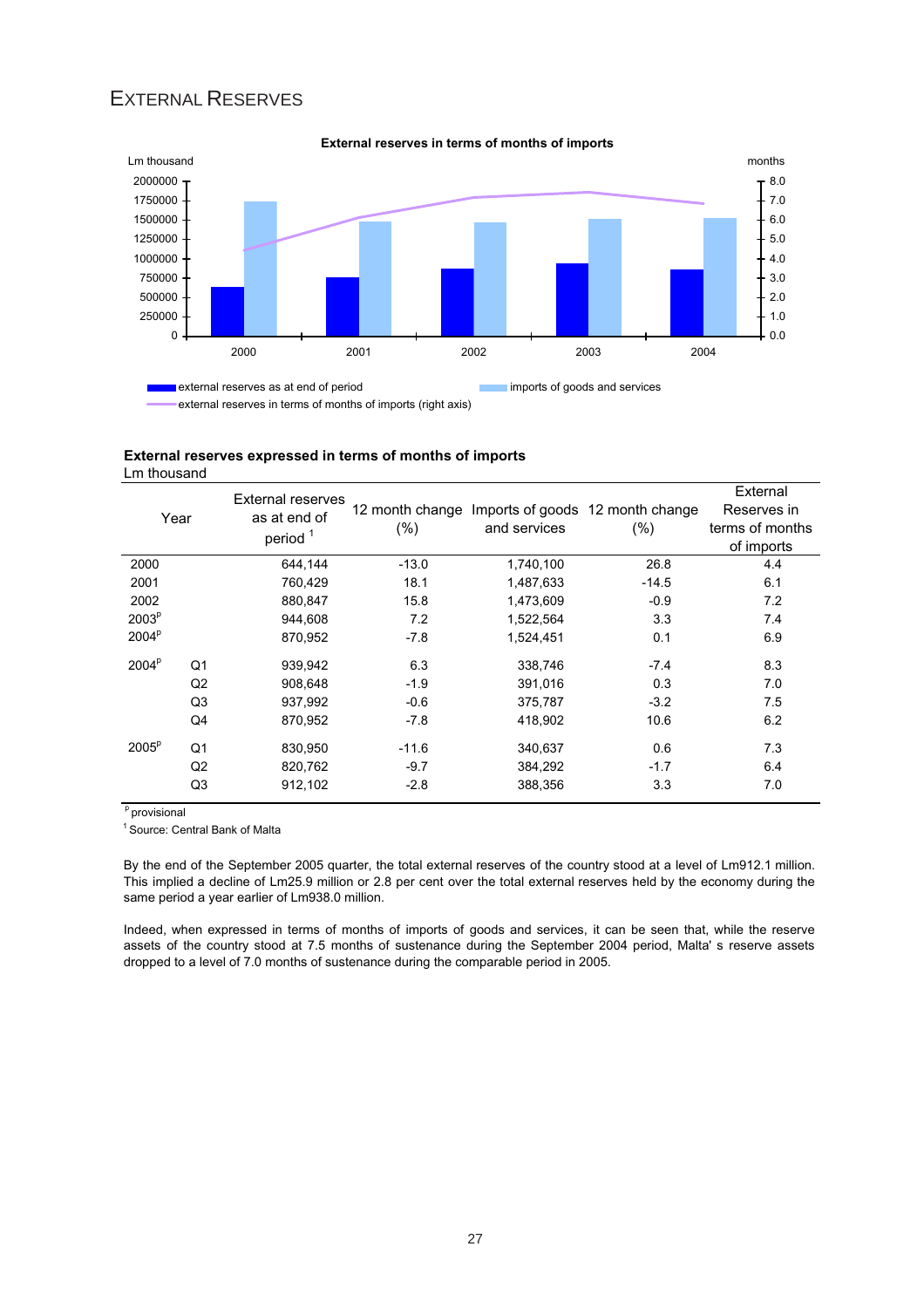# External Reserves

**External reserves in terms of months of imports**

Lm thousand | months

- external reserves as at end of period
- imports of goods and services
- external reserves in terms of months of imports (right axis)

**External reserves expressed in terms of months of imports**
Lm thousand

| Year | | External reserves as at end of period [1] | 12 month change (%) | Imports of goods and services | 12 month change (%) | External Reserves in terms of months of imports |
|---|---|---|---|---|---|---|
| 2000 | | 644,144 | -13.0 | 1,740,100 | 26.8 | 4.4 |
| 2001 | | 760,429 | 18.1 | 1,487,633 | -14.5 | 6.1 |
| 2002 | | 880,847 | 15.8 | 1,473,609 | -0.9 | 7.2 |
| 2003[P] | | 944,608 | 7.2 | 1,522,564 | 3.3 | 7.4 |
| 2004[P] | | 870,952 | -7.8 | 1,524,451 | 0.1 | 6.9 |
| 2004[P] | Q1 | 939,942 | 6.3 | 338,746 | -7.4 | 8.3 |
| | Q2 | 908,648 | -1.9 | 391,016 | 0.3 | 7.0 |
| | Q3 | 937,992 | -0.6 | 375,787 | -3.2 | 7.5 |
| | Q4 | 870,952 | -7.8 | 418,902 | 10.6 | 6.2 |
| 2005[P] | Q1 | 830,950 | -11.6 | 340,637 | 0.6 | 7.3 |
| | Q2 | 820,762 | -9.7 | 384,292 | -1.7 | 6.4 |
| | Q3 | 912,102 | -2.8 | 388,356 | 3.3 | 7.0 |

[P] provisional

[1] Source: Central Bank of Malta

By the end of the September 2005 quarter, the total external reserves of the country stood at a level of Lm912.1 million. This implied a decline of Lm25.9 million or 2.8 per cent over the total external reserves held by the economy during the same period a year earlier of Lm938.0 million.

Indeed, when expressed in terms of months of imports of goods and services, it can be seen that, while the reserve assets of the country stood at 7.5 months of sustenance during the September 2004 period, Malta' s reserve assets dropped to a level of 7.0 months of sustenance during the comparable period in 2005.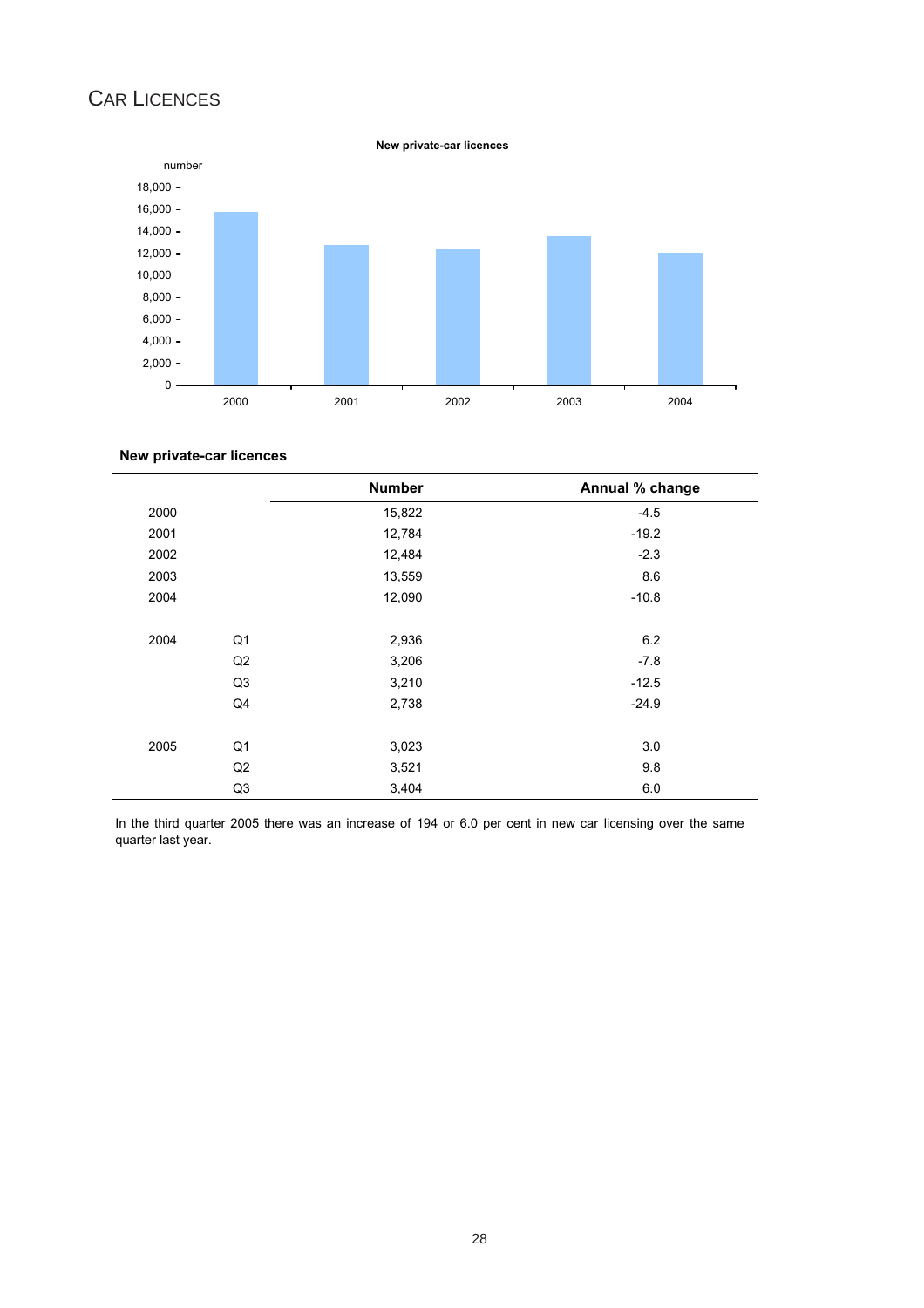# Car Licences

New private-car licences

number

18,000
16,000
14,000
12,000
10,000
8,000
6,000
4,000
2,000
0

2000 2001 2002 2003 2004

**New private-car licences**

| | | Number | Annual % change |
|---|---|---|---|
| 2000 | | 15,822 | -4.5 |
| 2001 | | 12,784 | -19.2 |
| 2002 | | 12,484 | -2.3 |
| 2003 | | 13,559 | 8.6 |
| 2004 | | 12,090 | -10.8 |
| | | | |
| 2004 | Q1 | 2,936 | 6.2 |
| | Q2 | 3,206 | -7.8 |
| | Q3 | 3,210 | -12.5 |
| | Q4 | 2,738 | -24.9 |
| | | | |
| 2005 | Q1 | 3,023 | 3.0 |
| | Q2 | 3,521 | 9.8 |
| | Q3 | 3,404 | 6.0 |

In the third quarter 2005 there was an increase of 194 or 6.0 per cent in new car licensing over the same quarter last year.